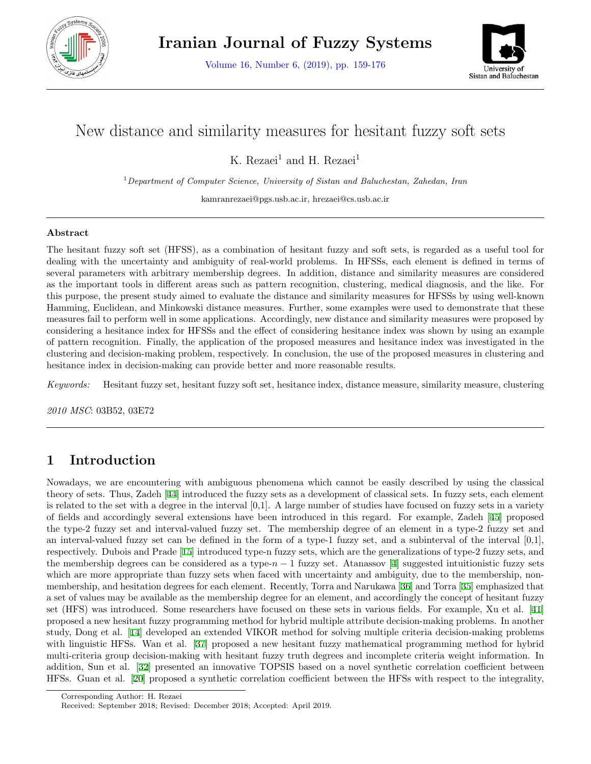# New distance and similarity measures for hesitant fuzzy soft sets

K. Rezaei[1] and H. Rezaei[1]

[1] *Department of Computer Science, University of Sistan and Baluchestan, Zahedan, Iran*

kamranrezaei@pgs.usb.ac.ir, hrezaei@cs.usb.ac.ir

### Abstract

The hesitant fuzzy soft set (HFSS), as a combination of hesitant fuzzy and soft sets, is regarded as a useful tool for dealing with the uncertainty and ambiguity of real-world problems. In HFSSs, each element is defined in terms of several parameters with arbitrary membership degrees. In addition, distance and similarity measures are considered as the important tools in different areas such as pattern recognition, clustering, medical diagnosis, and the like. For this purpose, the present study aimed to evaluate the distance and similarity measures for HFSSs by using well-known Hamming, Euclidean, and Minkowski distance measures. Further, some examples were used to demonstrate that these measures fail to perform well in some applications. Accordingly, new distance and similarity measures were proposed by considering a hesitance index for HFSSs and the effect of considering hesitance index was shown by using an example of pattern recognition. Finally, the application of the proposed measures and hesitance index was investigated in the clustering and decision-making problem, respectively. In conclusion, the use of the proposed measures in clustering and hesitance index in decision-making can provide better and more reasonable results.

*Keywords:* Hesitant fuzzy set, hesitant fuzzy soft set, hesitance index, distance measure, similarity measure, clustering

*2010 MSC*: 03B52, 03E72

## 1 Introduction

Nowadays, we are encountering with ambiguous phenomena which cannot be easily described by using the classical theory of sets. Thus, Zadeh [44] introduced the fuzzy sets as a development of classical sets. In fuzzy sets, each element is related to the set with a degree in the interval [0,1]. A large number of studies have focused on fuzzy sets in a variety of fields and accordingly several extensions have been introduced in this regard. For example, Zadeh [45] proposed the type-2 fuzzy set and interval-valued fuzzy set. The membership degree of an element in a type-2 fuzzy set and an interval-valued fuzzy set can be defined in the form of a type-1 fuzzy set, and a subinterval of the interval [0,1], respectively. Dubois and Prade [15] introduced type-n fuzzy sets, which are the generalizations of type-2 fuzzy sets, and the membership degrees can be considered as a type-$n-1$ fuzzy set. Atanassov [4] suggested intuitionistic fuzzy sets which are more appropriate than fuzzy sets when faced with uncertainty and ambiguity, due to the membership, non-membership, and hesitation degrees for each element. Recently, Torra and Narukawa [36] and Torra [35] emphasized that a set of values may be available as the membership degree for an element, and accordingly the concept of hesitant fuzzy set (HFS) was introduced. Some researchers have focused on these sets in various fields. For example, Xu et al. [41] proposed a new hesitant fuzzy programming method for hybrid multiple attribute decision-making problems. In another study, Dong et al. [14] developed an extended VIKOR method for solving multiple criteria decision-making problems with linguistic HFSs. Wan et al. [37] proposed a new hesitant fuzzy mathematical programming method for hybrid multi-criteria group decision-making with hesitant fuzzy truth degrees and incomplete criteria weight information. In addition, Sun et al. [32] presented an innovative TOPSIS based on a novel synthetic correlation coefficient between HFSs. Guan et al. [20] proposed a synthetic correlation coefficient between the HFSs with respect to the integrality,

Corresponding Author: H. Rezaei

Received: September 2018; Revised: December 2018; Accepted: April 2019.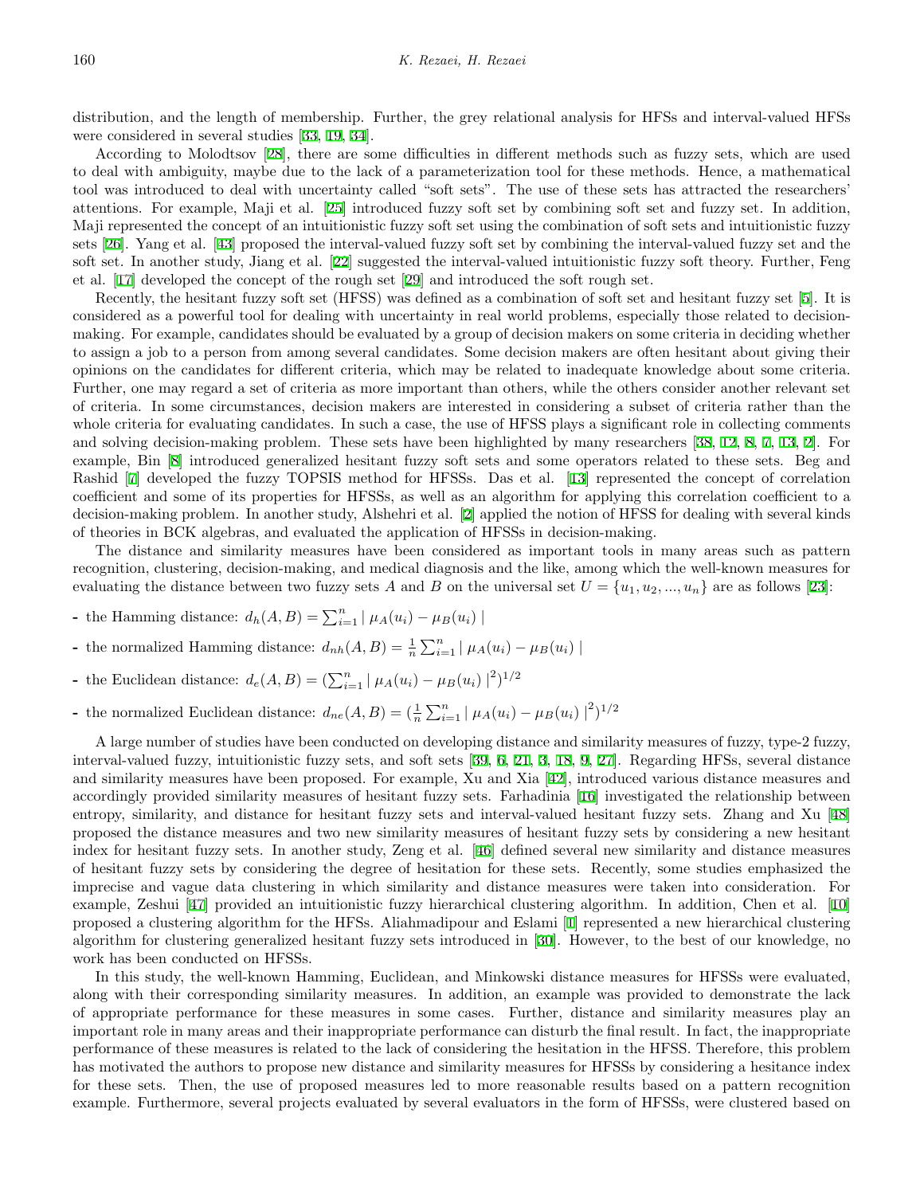distribution, and the length of membership. Further, the grey relational analysis for HFSs and interval-valued HFSs were considered in several studies [33, 19, 34].

According to Molodtsov [28], there are some difficulties in different methods such as fuzzy sets, which are used to deal with ambiguity, maybe due to the lack of a parameterization tool for these methods. Hence, a mathematical tool was introduced to deal with uncertainty called "soft sets". The use of these sets has attracted the researchers' attentions. For example, Maji et al. [25] introduced fuzzy soft set by combining soft set and fuzzy set. In addition, Maji represented the concept of an intuitionistic fuzzy soft set using the combination of soft sets and intuitionistic fuzzy sets [26]. Yang et al. [43] proposed the interval-valued fuzzy soft set by combining the interval-valued fuzzy set and the soft set. In another study, Jiang et al. [22] suggested the interval-valued intuitionistic fuzzy soft theory. Further, Feng et al. [17] developed the concept of the rough set [29] and introduced the soft rough set.

Recently, the hesitant fuzzy soft set (HFSS) was defined as a combination of soft set and hesitant fuzzy set [5]. It is considered as a powerful tool for dealing with uncertainty in real world problems, especially those related to decision-making. For example, candidates should be evaluated by a group of decision makers on some criteria in deciding whether to assign a job to a person from among several candidates. Some decision makers are often hesitant about giving their opinions on the candidates for different criteria, which may be related to inadequate knowledge about some criteria. Further, one may regard a set of criteria as more important than others, while the others consider another relevant set of criteria. In some circumstances, decision makers are interested in considering a subset of criteria rather than the whole criteria for evaluating candidates. In such a case, the use of HFSS plays a significant role in collecting comments and solving decision-making problem. These sets have been highlighted by many researchers [38, 12, 8, 7, 13, 2]. For example, Bin [8] introduced generalized hesitant fuzzy soft sets and some operators related to these sets. Beg and Rashid [7] developed the fuzzy TOPSIS method for HFSSs. Das et al. [13] represented the concept of correlation coefficient and some of its properties for HFSSs, as well as an algorithm for applying this correlation coefficient to a decision-making problem. In another study, Alshehri et al. [2] applied the notion of HFSS for dealing with several kinds of theories in BCK algebras, and evaluated the application of HFSSs in decision-making.

The distance and similarity measures have been considered as important tools in many areas such as pattern recognition, clustering, decision-making, and medical diagnosis and the like, among which the well-known measures for evaluating the distance between two fuzzy sets $A$ and $B$ on the universal set $U = \{u_1, u_2, ..., u_n\}$ are as follows [23]:

- the Hamming distance: $d_h(A, B) = \sum_{i=1}^{n} | \mu_A(u_i) - \mu_B(u_i) |$
- the normalized Hamming distance: $d_{nh}(A, B) = \frac{1}{n} \sum_{i=1}^{n} | \mu_A(u_i) - \mu_B(u_i) |$
- the Euclidean distance: $d_e(A, B) = (\sum_{i=1}^{n} | \mu_A(u_i) - \mu_B(u_i) |^2)^{1/2}$
- the normalized Euclidean distance: $d_{ne}(A, B) = (\frac{1}{n} \sum_{i=1}^{n} | \mu_A(u_i) - \mu_B(u_i) |^2)^{1/2}$

A large number of studies have been conducted on developing distance and similarity measures of fuzzy, type-2 fuzzy, interval-valued fuzzy, intuitionistic fuzzy sets, and soft sets [39, 6, 21, 3, 18, 9, 27]. Regarding HFSs, several distance and similarity measures have been proposed. For example, Xu and Xia [42], introduced various distance measures and accordingly provided similarity measures of hesitant fuzzy sets. Farhadinia [16] investigated the relationship between entropy, similarity, and distance for hesitant fuzzy sets and interval-valued hesitant fuzzy sets. Zhang and Xu [48] proposed the distance measures and two new similarity measures of hesitant fuzzy sets by considering a new hesitant index for hesitant fuzzy sets. In another study, Zeng et al. [46] defined several new similarity and distance measures of hesitant fuzzy sets by considering the degree of hesitation for these sets. Recently, some studies emphasized the imprecise and vague data clustering in which similarity and distance measures were taken into consideration. For example, Zeshui [47] provided an intuitionistic fuzzy hierarchical clustering algorithm. In addition, Chen et al. [10] proposed a clustering algorithm for the HFSs. Aliahmadipour and Eslami [1] represented a new hierarchical clustering algorithm for clustering generalized hesitant fuzzy sets introduced in [30]. However, to the best of our knowledge, no work has been conducted on HFSSs.

In this study, the well-known Hamming, Euclidean, and Minkowski distance measures for HFSSs were evaluated, along with their corresponding similarity measures. In addition, an example was provided to demonstrate the lack of appropriate performance for these measures in some cases. Further, distance and similarity measures play an important role in many areas and their inappropriate performance can disturb the final result. In fact, the inappropriate performance of these measures is related to the lack of considering the hesitation in the HFSS. Therefore, this problem has motivated the authors to propose new distance and similarity measures for HFSSs by considering a hesitance index for these sets. Then, the use of proposed measures led to more reasonable results based on a pattern recognition example. Furthermore, several projects evaluated by several evaluators in the form of HFSSs, were clustered based on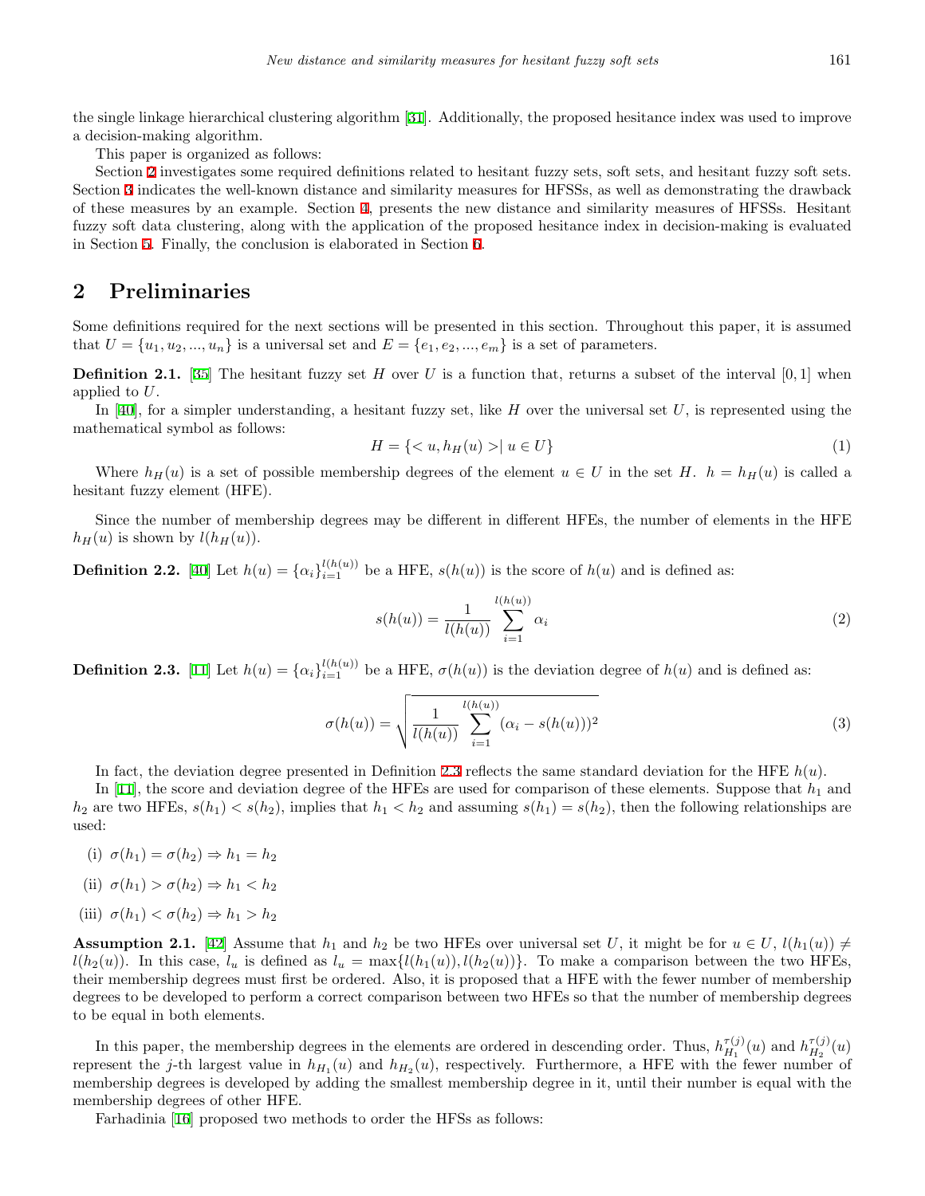the single linkage hierarchical clustering algorithm [31]. Additionally, the proposed hesitance index was used to improve a decision-making algorithm.

This paper is organized as follows:

Section 2 investigates some required definitions related to hesitant fuzzy sets, soft sets, and hesitant fuzzy soft sets. Section 3 indicates the well-known distance and similarity measures for HFSSs, as well as demonstrating the drawback of these measures by an example. Section 4, presents the new distance and similarity measures of HFSSs. Hesitant fuzzy soft data clustering, along with the application of the proposed hesitance index in decision-making is evaluated in Section 5. Finally, the conclusion is elaborated in Section 6.

## 2 Preliminaries

Some definitions required for the next sections will be presented in this section. Throughout this paper, it is assumed that $U = \{u_1, u_2, ..., u_n\}$ is a universal set and $E = \{e_1, e_2, ..., e_m\}$ is a set of parameters.

**Definition 2.1.** [35] The hesitant fuzzy set $H$ over $U$ is a function that, returns a subset of the interval $[0, 1]$ when applied to $U$.

In [40], for a simpler understanding, a hesitant fuzzy set, like $H$ over the universal set $U$, is represented using the mathematical symbol as follows:

$$H = \{< u, h_H(u) > | \; u \in U\} \tag{1}$$

Where $h_H(u)$ is a set of possible membership degrees of the element $u \in U$ in the set $H$. $h = h_H(u)$ is called a hesitant fuzzy element (HFE).

Since the number of membership degrees may be different in different HFEs, the number of elements in the HFE $h_H(u)$ is shown by $l(h_H(u))$.

**Definition 2.2.** [40] Let $h(u) = \{\alpha_i\}_{i=1}^{l(h(u))}$ be a HFE, $s(h(u))$ is the score of $h(u)$ and is defined as:

$$s(h(u)) = \frac{1}{l(h(u))} \sum_{i=1}^{l(h(u))} \alpha_i \tag{2}$$

**Definition 2.3.** [11] Let $h(u) = \{\alpha_i\}_{i=1}^{l(h(u))}$ be a HFE, $\sigma(h(u))$ is the deviation degree of $h(u)$ and is defined as:

$$\sigma(h(u)) = \sqrt{\frac{1}{l(h(u))} \sum_{i=1}^{l(h(u))} (\alpha_i - s(h(u)))^2} \tag{3}$$

In fact, the deviation degree presented in Definition 2.3 reflects the same standard deviation for the HFE $h(u)$.

In [11], the score and deviation degree of the HFEs are used for comparison of these elements. Suppose that $h_1$ and $h_2$ are two HFEs, $s(h_1) < s(h_2)$, implies that $h_1 < h_2$ and assuming $s(h_1) = s(h_2)$, then the following relationships are used:

(i) $\sigma(h_1) = \sigma(h_2) \Rightarrow h_1 = h_2$

(ii) $\sigma(h_1) > \sigma(h_2) \Rightarrow h_1 < h_2$

(iii) $\sigma(h_1) < \sigma(h_2) \Rightarrow h_1 > h_2$

**Assumption 2.1.** [42] Assume that $h_1$ and $h_2$ be two HFEs over universal set $U$, it might be for $u \in U$, $l(h_1(u)) \neq l(h_2(u))$. In this case, $l_u$ is defined as $l_u = \max\{l(h_1(u)), l(h_2(u))\}$. To make a comparison between the two HFEs, their membership degrees must first be ordered. Also, it is proposed that a HFE with the fewer number of membership degrees to be developed to perform a correct comparison between two HFEs so that the number of membership degrees to be equal in both elements.

In this paper, the membership degrees in the elements are ordered in descending order. Thus, $h_{H_1}^{\tau(j)}(u)$ and $h_{H_2}^{\tau(j)}(u)$ represent the $j$-th largest value in $h_{H_1}(u)$ and $h_{H_2}(u)$, respectively. Furthermore, a HFE with the fewer number of membership degrees is developed by adding the smallest membership degree in it, until their number is equal with the membership degrees of other HFE.

Farhadinia [16] proposed two methods to order the HFSs as follows: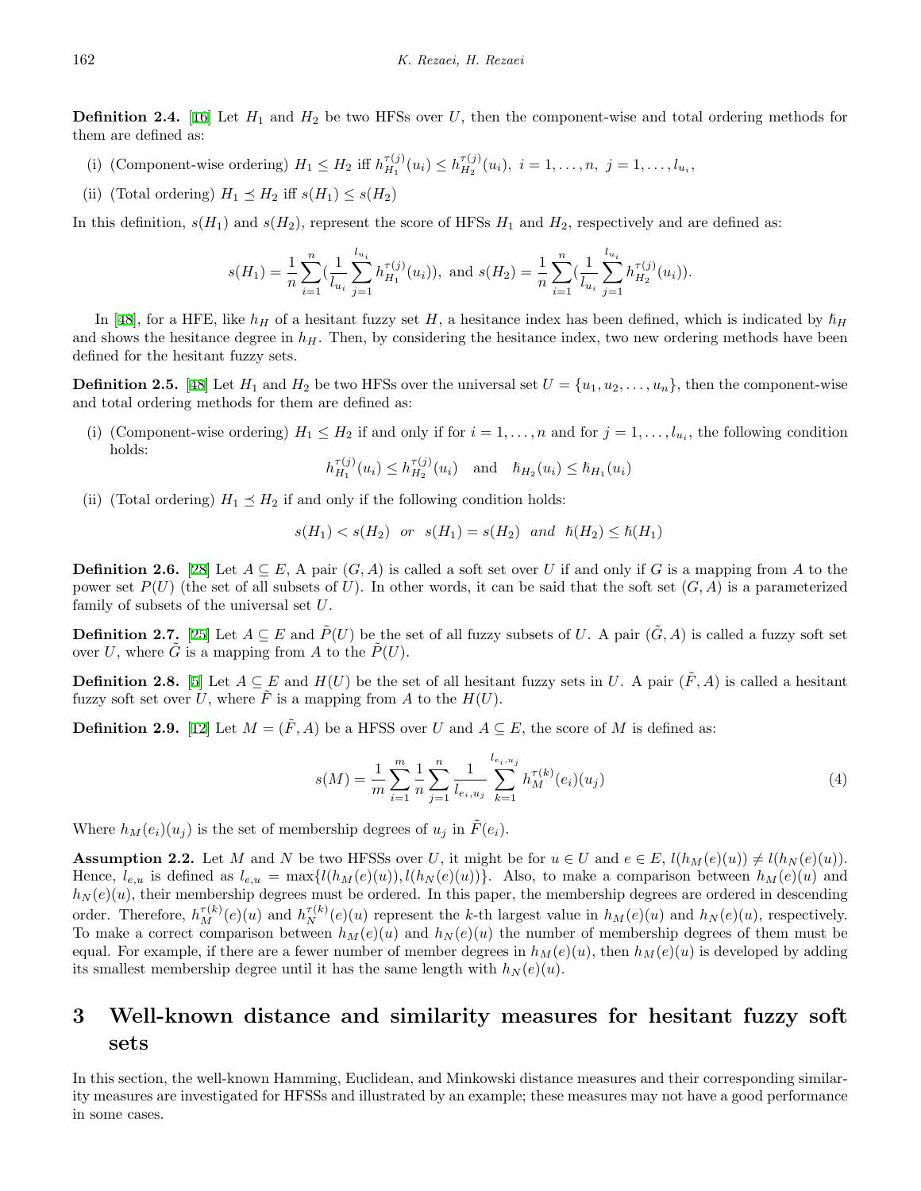**Definition 2.4.** [16] Let $H_1$ and $H_2$ be two HFSs over $U$, then the component-wise and total ordering methods for them are defined as:

(i) (Component-wise ordering) $H_1 \leq H_2$ iff $h_{H_1}^{\tau(j)}(u_i) \leq h_{H_2}^{\tau(j)}(u_i),\ i = 1, \ldots, n,\ j = 1, \ldots, l_{u_i}$,

(ii) (Total ordering) $H_1 \preceq H_2$ iff $s(H_1) \leq s(H_2)$

In this definition, $s(H_1)$ and $s(H_2)$, represent the score of HFSs $H_1$ and $H_2$, respectively and are defined as:

$$s(H_1) = \frac{1}{n}\sum_{i=1}^{n}(\frac{1}{l_{u_i}}\sum_{j=1}^{l_{u_i}} h_{H_1}^{\tau(j)}(u_i)), \text{ and } s(H_2) = \frac{1}{n}\sum_{i=1}^{n}(\frac{1}{l_{u_i}}\sum_{j=1}^{l_{u_i}} h_{H_2}^{\tau(j)}(u_i)).$$

In [48], for a HFE, like $h_H$ of a hesitant fuzzy set $H$, a hesitance index has been defined, which is indicated by $\hbar_H$ and shows the hesitance degree in $h_H$. Then, by considering the hesitance index, two new ordering methods have been defined for the hesitant fuzzy sets.

**Definition 2.5.** [48] Let $H_1$ and $H_2$ be two HFSs over the universal set $U = \{u_1, u_2, \ldots, u_n\}$, then the component-wise and total ordering methods for them are defined as:

(i) (Component-wise ordering) $H_1 \leq H_2$ if and only if for $i = 1, \ldots, n$ and for $j = 1, \ldots, l_{u_i}$, the following condition holds:
$$h_{H_1}^{\tau(j)}(u_i) \leq h_{H_2}^{\tau(j)}(u_i) \quad \text{and} \quad \hbar_{H_2}(u_i) \leq \hbar_{H_1}(u_i)$$

(ii) (Total ordering) $H_1 \preceq H_2$ if and only if the following condition holds:
$$s(H_1) < s(H_2) \ \ or \ \ s(H_1) = s(H_2) \ \ and \ \ \hbar(H_2) \leq \hbar(H_1)$$

**Definition 2.6.** [28] Let $A \subseteq E$, A pair $(G, A)$ is called a soft set over $U$ if and only if $G$ is a mapping from $A$ to the power set $P(U)$ (the set of all subsets of $U$). In other words, it can be said that the soft set $(G, A)$ is a parameterized family of subsets of the universal set $U$.

**Definition 2.7.** [25] Let $A \subseteq E$ and $\tilde{P}(U)$ be the set of all fuzzy subsets of $U$. A pair $(\tilde{G}, A)$ is called a fuzzy soft set over $U$, where $\tilde{G}$ is a mapping from $A$ to the $\tilde{P}(U)$.

**Definition 2.8.** [5] Let $A \subseteq E$ and $H(U)$ be the set of all hesitant fuzzy sets in $U$. A pair $(\tilde{F}, A)$ is called a hesitant fuzzy soft set over $U$, where $\tilde{F}$ is a mapping from $A$ to the $H(U)$.

**Definition 2.9.** [12] Let $M = (\tilde{F}, A)$ be a HFSS over $U$ and $A \subseteq E$, the score of $M$ is defined as:

$$s(M) = \frac{1}{m}\sum_{i=1}^{m}\frac{1}{n}\sum_{j=1}^{n}\frac{1}{l_{e_i,u_j}}\sum_{k=1}^{l_{e_i,u_j}} h_M^{\tau(k)}(e_i)(u_j) \tag{4}$$

Where $h_M(e_i)(u_j)$ is the set of membership degrees of $u_j$ in $\tilde{F}(e_i)$.

**Assumption 2.2.** Let $M$ and $N$ be two HFSSs over $U$, it might be for $u \in U$ and $e \in E$, $l(h_M(e)(u)) \neq l(h_N(e)(u))$. Hence, $l_{e,u}$ is defined as $l_{e,u} = \max\{l(h_M(e)(u)), l(h_N(e)(u))\}$. Also, to make a comparison between $h_M(e)(u)$ and $h_N(e)(u)$, their membership degrees must be ordered. In this paper, the membership degrees are ordered in descending order. Therefore, $h_M^{\tau(k)}(e)(u)$ and $h_N^{\tau(k)}(e)(u)$ represent the $k$-th largest value in $h_M(e)(u)$ and $h_N(e)(u)$, respectively. To make a correct comparison between $h_M(e)(u)$ and $h_N(e)(u)$ the number of membership degrees of them must be equal. For example, if there are a fewer number of member degrees in $h_M(e)(u)$, then $h_M(e)(u)$ is developed by adding its smallest membership degree until it has the same length with $h_N(e)(u)$.

## 3 Well-known distance and similarity measures for hesitant fuzzy soft sets

In this section, the well-known Hamming, Euclidean, and Minkowski distance measures and their corresponding similarity measures are investigated for HFSSs and illustrated by an example; these measures may not have a good performance in some cases.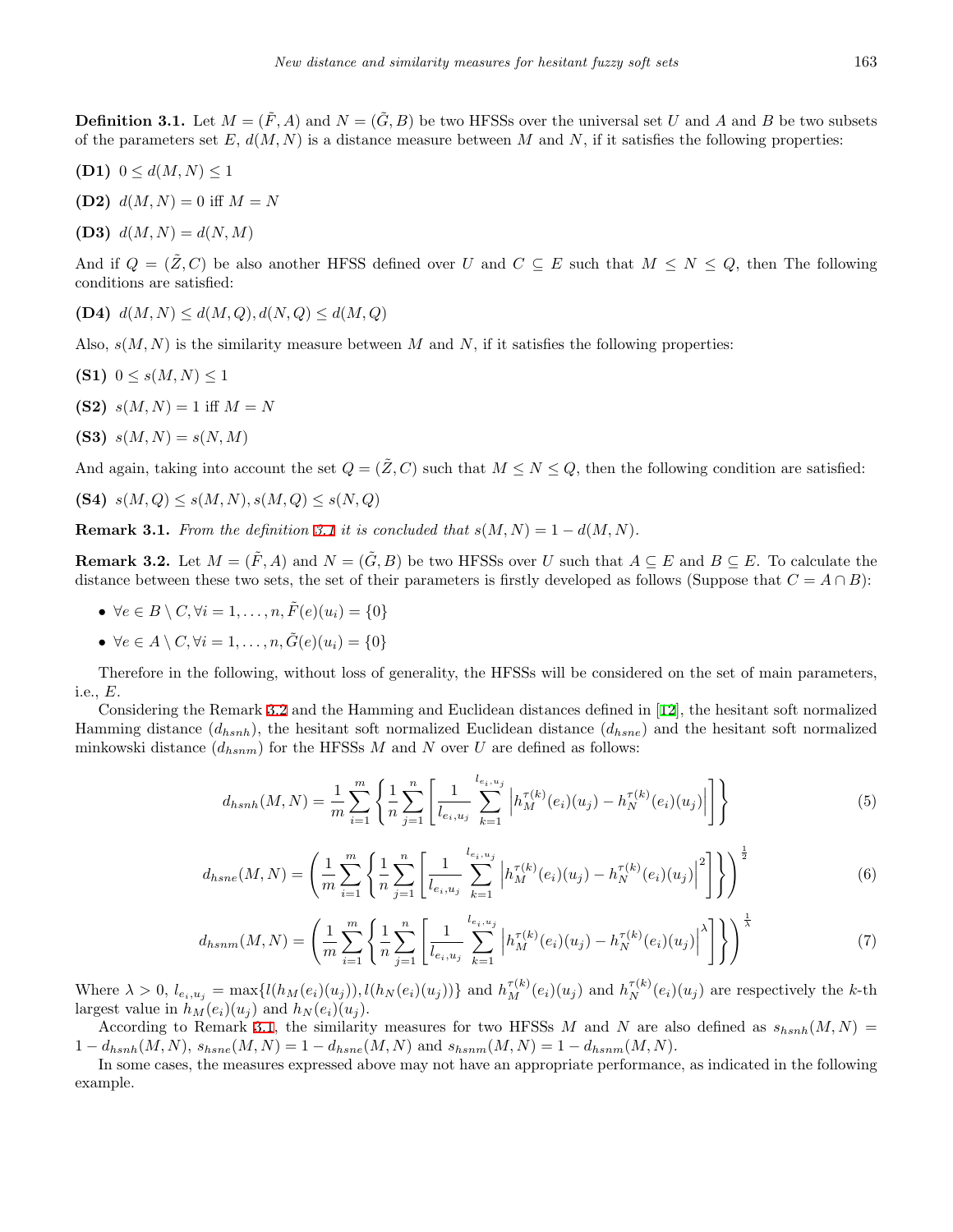**Definition 3.1.** Let $M = (\tilde{F}, A)$ and $N = (\tilde{G}, B)$ be two HFSSs over the universal set $U$ and $A$ and $B$ be two subsets of the parameters set $E$, $d(M, N)$ is a distance measure between $M$ and $N$, if it satisfies the following properties:

**(D1)** $0 \leq d(M, N) \leq 1$

**(D2)** $d(M, N) = 0$ iff $M = N$

**(D3)** $d(M, N) = d(N, M)$

And if $Q = (\tilde{Z}, C)$ be also another HFSS defined over $U$ and $C \subseteq E$ such that $M \leq N \leq Q$, then The following conditions are satisfied:

**(D4)** $d(M, N) \leq d(M, Q), d(N, Q) \leq d(M, Q)$

Also, $s(M, N)$ is the similarity measure between $M$ and $N$, if it satisfies the following properties:

**(S1)** $0 \leq s(M, N) \leq 1$

**(S2)** $s(M, N) = 1$ iff $M = N$

**(S3)** $s(M, N) = s(N, M)$

And again, taking into account the set $Q = (\tilde{Z}, C)$ such that $M \leq N \leq Q$, then the following condition are satisfied:

**(S4)** $s(M, Q) \leq s(M, N), s(M, Q) \leq s(N, Q)$

**Remark 3.1.** *From the definition 3.1 it is concluded that $s(M, N) = 1 - d(M, N)$.*

**Remark 3.2.** Let $M = (\tilde{F}, A)$ and $N = (\tilde{G}, B)$ be two HFSSs over $U$ such that $A \subseteq E$ and $B \subseteq E$. To calculate the distance between these two sets, the set of their parameters is firstly developed as follows (Suppose that $C = A \cap B$):

- $\forall e \in B \setminus C, \forall i = 1, \ldots, n, \tilde{F}(e)(u_i) = \{0\}$
- $\forall e \in A \setminus C, \forall i = 1, \ldots, n, \tilde{G}(e)(u_i) = \{0\}$

Therefore in the following, without loss of generality, the HFSSs will be considered on the set of main parameters, i.e., $E$.

Considering the Remark 3.2 and the Hamming and Euclidean distances defined in [12], the hesitant soft normalized Hamming distance ($d_{hsnh}$), the hesitant soft normalized Euclidean distance ($d_{hsne}$) and the hesitant soft normalized minkowski distance ($d_{hsnm}$) for the HFSSs $M$ and $N$ over $U$ are defined as follows:

$$d_{hsnh}(M, N) = \frac{1}{m} \sum_{i=1}^{m} \left\{ \frac{1}{n} \sum_{j=1}^{n} \left[ \frac{1}{l_{e_i,u_j}} \sum_{k=1}^{l_{e_i,u_j}} \left| h_M^{\tau(k)}(e_i)(u_j) - h_N^{\tau(k)}(e_i)(u_j) \right| \right] \right\} \tag{5}$$

$$d_{hsne}(M, N) = \left( \frac{1}{m} \sum_{i=1}^{m} \left\{ \frac{1}{n} \sum_{j=1}^{n} \left[ \frac{1}{l_{e_i,u_j}} \sum_{k=1}^{l_{e_i,u_j}} \left| h_M^{\tau(k)}(e_i)(u_j) - h_N^{\tau(k)}(e_i)(u_j) \right|^2 \right] \right\} \right)^{\frac{1}{2}} \tag{6}$$

$$d_{hsnm}(M, N) = \left( \frac{1}{m} \sum_{i=1}^{m} \left\{ \frac{1}{n} \sum_{j=1}^{n} \left[ \frac{1}{l_{e_i,u_j}} \sum_{k=1}^{l_{e_i,u_j}} \left| h_M^{\tau(k)}(e_i)(u_j) - h_N^{\tau(k)}(e_i)(u_j) \right|^\lambda \right] \right\} \right)^{\frac{1}{\lambda}} \tag{7}$$

Where $\lambda > 0$, $l_{e_i,u_j} = \max\{l(h_M(e_i)(u_j)), l(h_N(e_i)(u_j))\}$ and $h_M^{\tau(k)}(e_i)(u_j)$ and $h_N^{\tau(k)}(e_i)(u_j)$ are respectively the $k$-th largest value in $h_M(e_i)(u_j)$ and $h_N(e_i)(u_j)$.

According to Remark 3.1, the similarity measures for two HFSSs $M$ and $N$ are also defined as $s_{hsnh}(M, N) = 1 - d_{hsnh}(M, N)$, $s_{hsne}(M, N) = 1 - d_{hsne}(M, N)$ and $s_{hsnm}(M, N) = 1 - d_{hsnm}(M, N)$.

In some cases, the measures expressed above may not have an appropriate performance, as indicated in the following example.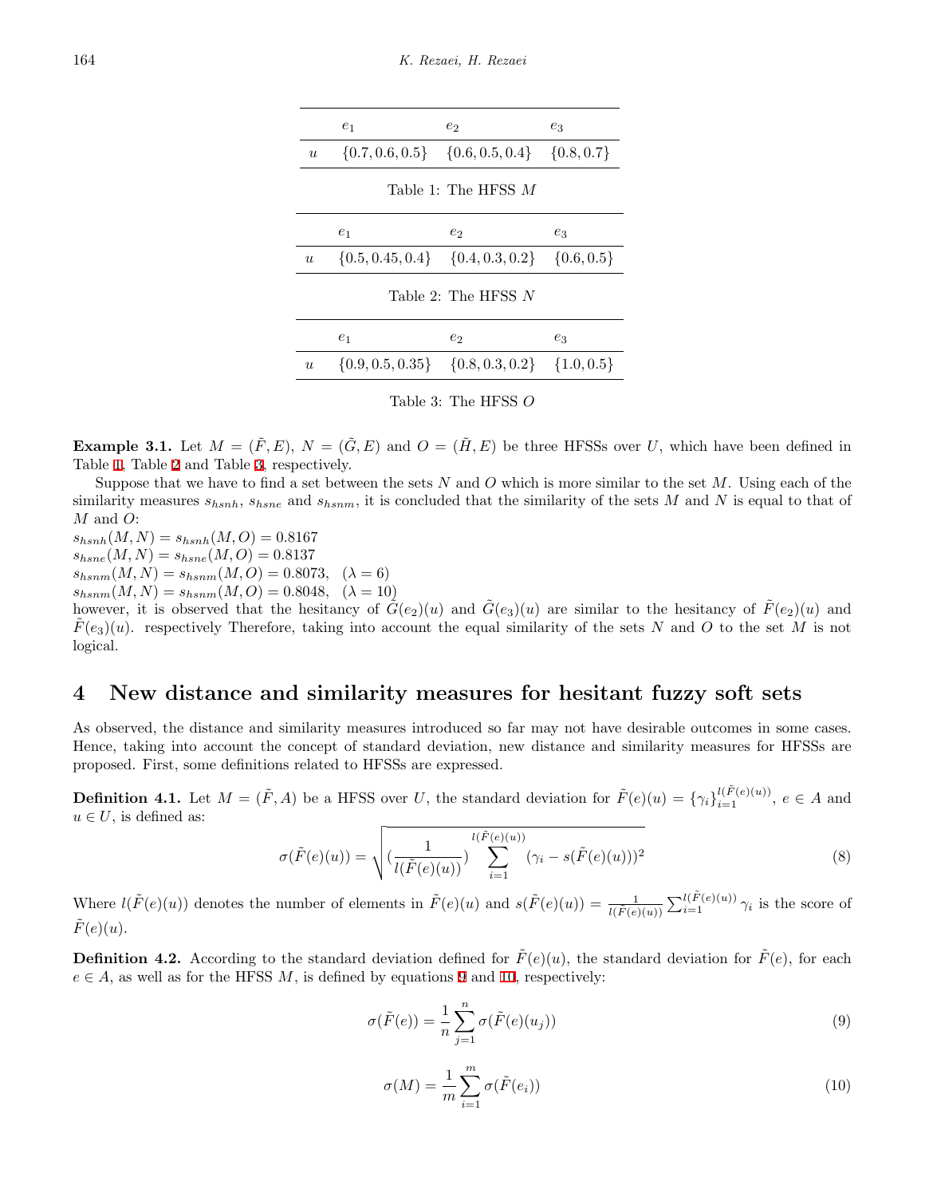|  | $e_1$ | $e_2$ | $e_3$ |
|---|---|---|---|
| $u$ | $\{0.7, 0.6, 0.5\}$ | $\{0.6, 0.5, 0.4\}$ | $\{0.8, 0.7\}$ |

Table 1: The HFSS $M$

|  | $e_1$ | $e_2$ | $e_3$ |
|---|---|---|---|
| $u$ | $\{0.5, 0.45, 0.4\}$ | $\{0.4, 0.3, 0.2\}$ | $\{0.6, 0.5\}$ |

Table 2: The HFSS $N$

|  | $e_1$ | $e_2$ | $e_3$ |
|---|---|---|---|
| $u$ | $\{0.9, 0.5, 0.35\}$ | $\{0.8, 0.3, 0.2\}$ | $\{1.0, 0.5\}$ |

Table 3: The HFSS $O$

**Example 3.1.** Let $M = (\tilde{F}, E)$, $N = (\tilde{G}, E)$ and $O = (\tilde{H}, E)$ be three HFSSs over $U$, which have been defined in Table 1, Table 2 and Table 3, respectively.

Suppose that we have to find a set between the sets $N$ and $O$ which is more similar to the set $M$. Using each of the similarity measures $s_{hsnh}$, $s_{hsne}$ and $s_{hsnm}$, it is concluded that the similarity of the sets $M$ and $N$ is equal to that of $M$ and $O$:
$s_{hsnh}(M, N) = s_{hsnh}(M, O) = 0.8167$
$s_{hsne}(M, N) = s_{hsne}(M, O) = 0.8137$
$s_{hsnm}(M, N) = s_{hsnm}(M, O) = 0.8073, \quad (\lambda = 6)$
$s_{hsnm}(M, N) = s_{hsnm}(M, O) = 0.8048, \quad (\lambda = 10)$
however, it is observed that the hesitancy of $\tilde{G}(e_2)(u)$ and $\tilde{G}(e_3)(u)$ are similar to the hesitancy of $\tilde{F}(e_2)(u)$ and $\tilde{F}(e_3)(u)$. respectively Therefore, taking into account the equal similarity of the sets $N$ and $O$ to the set $M$ is not logical.

## 4 New distance and similarity measures for hesitant fuzzy soft sets

As observed, the distance and similarity measures introduced so far may not have desirable outcomes in some cases. Hence, taking into account the concept of standard deviation, new distance and similarity measures for HFSSs are proposed. First, some definitions related to HFSSs are expressed.

**Definition 4.1.** Let $M = (\tilde{F}, A)$ be a HFSS over $U$, the standard deviation for $\tilde{F}(e)(u) = \{\gamma_i\}_{i=1}^{l(\tilde{F}(e)(u))}$, $e \in A$ and $u \in U$, is defined as:

$$\sigma(\tilde{F}(e)(u)) = \sqrt{\left(\frac{1}{l(\tilde{F}(e)(u))}\right) \sum_{i=1}^{l(\tilde{F}(e)(u))} (\gamma_i - s(\tilde{F}(e)(u)))^2} \tag{8}$$

Where $l(\tilde{F}(e)(u))$ denotes the number of elements in $\tilde{F}(e)(u)$ and $s(\tilde{F}(e)(u)) = \frac{1}{l(\tilde{F}(e)(u))} \sum_{i=1}^{l(\tilde{F}(e)(u))} \gamma_i$ is the score of $\tilde{F}(e)(u)$.

**Definition 4.2.** According to the standard deviation defined for $\tilde{F}(e)(u)$, the standard deviation for $\tilde{F}(e)$, for each $e \in A$, as well as for the HFSS $M$, is defined by equations 9 and 10, respectively:

$$\sigma(\tilde{F}(e)) = \frac{1}{n} \sum_{j=1}^{n} \sigma(\tilde{F}(e)(u_j)) \tag{9}$$

$$\sigma(M) = \frac{1}{m} \sum_{i=1}^{m} \sigma(\tilde{F}(e_i)) \tag{10}$$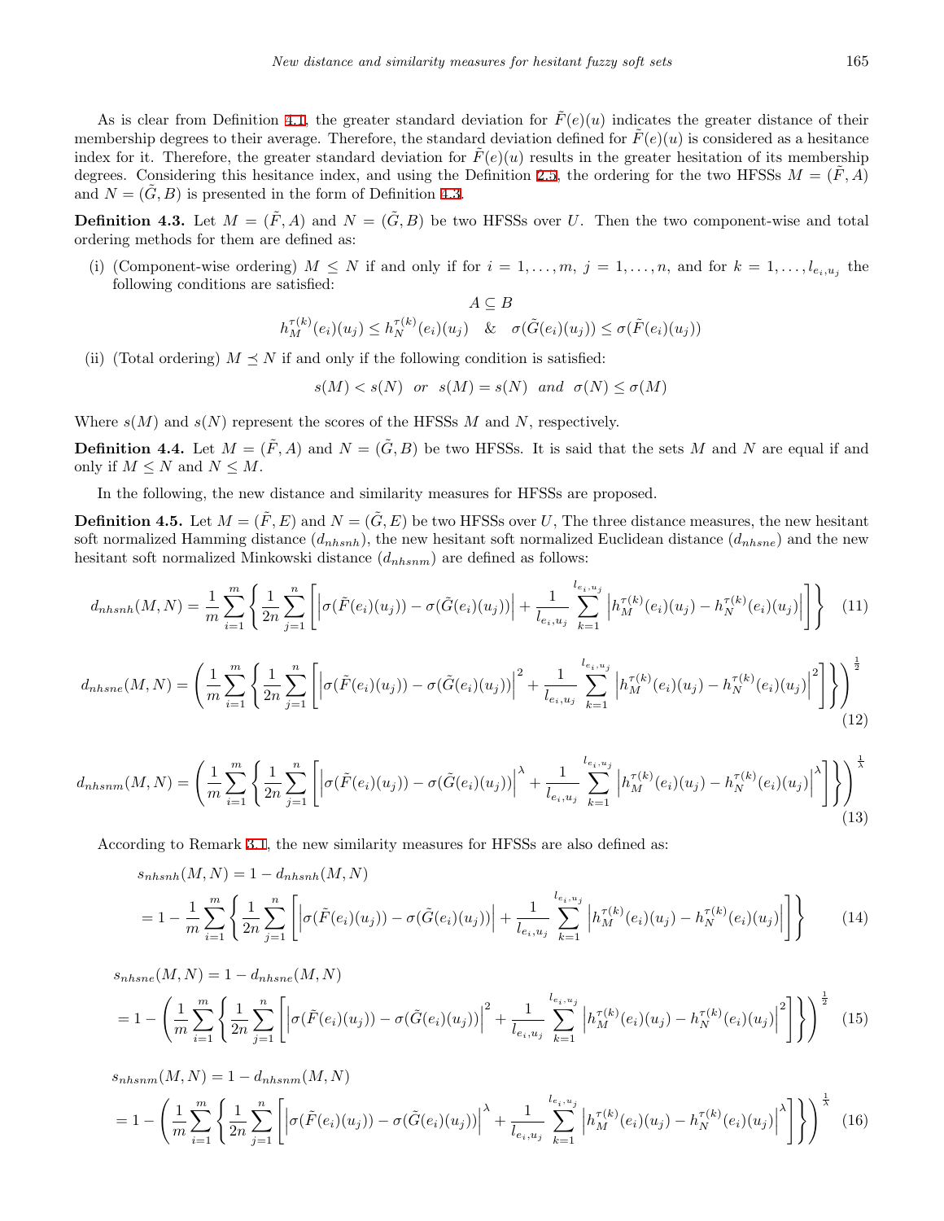As is clear from Definition 4.1, the greater standard deviation for $\tilde{F}(e)(u)$ indicates the greater distance of their membership degrees to their average. Therefore, the standard deviation defined for $\tilde{F}(e)(u)$ is considered as a hesitance index for it. Therefore, the greater standard deviation for $\tilde{F}(e)(u)$ results in the greater hesitation of its membership degrees. Considering this hesitance index, and using the Definition 2.5, the ordering for the two HFSSs $M = (\tilde{F}, A)$ and $N = (\tilde{G}, B)$ is presented in the form of Definition 4.3.

**Definition 4.3.** Let $M = (\tilde{F}, A)$ and $N = (\tilde{G}, B)$ be two HFSSs over $U$. Then the two component-wise and total ordering methods for them are defined as:

(i) (Component-wise ordering) $M \leq N$ if and only if for $i = 1, \ldots, m$, $j = 1, \ldots, n$, and for $k = 1, \ldots, l_{e_i, u_j}$ the following conditions are satisfied:

$$A \subseteq B$$

$$h_M^{\tau(k)}(e_i)(u_j) \leq h_N^{\tau(k)}(e_i)(u_j) \quad \& \quad \sigma(\tilde{G}(e_i)(u_j)) \leq \sigma(\tilde{F}(e_i)(u_j))$$

(ii) (Total ordering) $M \preceq N$ if and only if the following condition is satisfied:

$$s(M) < s(N) \ \ or \ \ s(M) = s(N) \ \ and \ \ \sigma(N) \leq \sigma(M)$$

Where $s(M)$ and $s(N)$ represent the scores of the HFSSs $M$ and $N$, respectively.

**Definition 4.4.** Let $M = (\tilde{F}, A)$ and $N = (\tilde{G}, B)$ be two HFSSs. It is said that the sets $M$ and $N$ are equal if and only if $M \leq N$ and $N \leq M$.

In the following, the new distance and similarity measures for HFSSs are proposed.

**Definition 4.5.** Let $M = (\tilde{F}, E)$ and $N = (\tilde{G}, E)$ be two HFSSs over $U$, The three distance measures, the new hesitant soft normalized Hamming distance ($d_{nhsnh}$), the new hesitant soft normalized Euclidean distance ($d_{nhsne}$) and the new hesitant soft normalized Minkowski distance ($d_{nhsnm}$) are defined as follows:

$$d_{nhsnh}(M,N) = \frac{1}{m}\sum_{i=1}^{m}\left\{\frac{1}{2n}\sum_{j=1}^{n}\left[\left|\sigma(\tilde{F}(e_i)(u_j)) - \sigma(\tilde{G}(e_i)(u_j))\right| + \frac{1}{l_{e_i,u_j}}\sum_{k=1}^{l_{e_i,u_j}}\left|h_M^{\tau(k)}(e_i)(u_j) - h_N^{\tau(k)}(e_i)(u_j)\right|\right]\right\} \tag{11}$$

$$d_{nhsne}(M,N) = \left(\frac{1}{m}\sum_{i=1}^{m}\left\{\frac{1}{2n}\sum_{j=1}^{n}\left[\left|\sigma(\tilde{F}(e_i)(u_j)) - \sigma(\tilde{G}(e_i)(u_j))\right|^2 + \frac{1}{l_{e_i,u_j}}\sum_{k=1}^{l_{e_i,u_j}}\left|h_M^{\tau(k)}(e_i)(u_j) - h_N^{\tau(k)}(e_i)(u_j)\right|^2\right]\right\}\right)^{\frac{1}{2}} \tag{12}$$

$$d_{nhsnm}(M,N) = \left(\frac{1}{m}\sum_{i=1}^{m}\left\{\frac{1}{2n}\sum_{j=1}^{n}\left[\left|\sigma(\tilde{F}(e_i)(u_j)) - \sigma(\tilde{G}(e_i)(u_j))\right|^\lambda + \frac{1}{l_{e_i,u_j}}\sum_{k=1}^{l_{e_i,u_j}}\left|h_M^{\tau(k)}(e_i)(u_j) - h_N^{\tau(k)}(e_i)(u_j)\right|^\lambda\right]\right\}\right)^{\frac{1}{\lambda}} \tag{13}$$

According to Remark 3.1, the new similarity measures for HFSSs are also defined as:

$$\begin{aligned} s_{nhsnh}(M,N) &= 1 - d_{nhsnh}(M,N) \\ &= 1 - \frac{1}{m}\sum_{i=1}^{m}\left\{\frac{1}{2n}\sum_{j=1}^{n}\left[\left|\sigma(\tilde{F}(e_i)(u_j)) - \sigma(\tilde{G}(e_i)(u_j))\right| + \frac{1}{l_{e_i,u_j}}\sum_{k=1}^{l_{e_i,u_j}}\left|h_M^{\tau(k)}(e_i)(u_j) - h_N^{\tau(k)}(e_i)(u_j)\right|\right]\right\} \end{aligned} \tag{14}$$

$$\begin{aligned} s_{nhsne}(M,N) &= 1 - d_{nhsne}(M,N) \\ &= 1 - \left(\frac{1}{m}\sum_{i=1}^{m}\left\{\frac{1}{2n}\sum_{j=1}^{n}\left[\left|\sigma(\tilde{F}(e_i)(u_j)) - \sigma(\tilde{G}(e_i)(u_j))\right|^2 + \frac{1}{l_{e_i,u_j}}\sum_{k=1}^{l_{e_i,u_j}}\left|h_M^{\tau(k)}(e_i)(u_j) - h_N^{\tau(k)}(e_i)(u_j)\right|^2\right]\right\}\right)^{\frac{1}{2}} \end{aligned} \tag{15}$$

$$\begin{aligned} s_{nhsnm}(M,N) &= 1 - d_{nhsnm}(M,N) \\ &= 1 - \left(\frac{1}{m}\sum_{i=1}^{m}\left\{\frac{1}{2n}\sum_{j=1}^{n}\left[\left|\sigma(\tilde{F}(e_i)(u_j)) - \sigma(\tilde{G}(e_i)(u_j))\right|^\lambda + \frac{1}{l_{e_i,u_j}}\sum_{k=1}^{l_{e_i,u_j}}\left|h_M^{\tau(k)}(e_i)(u_j) - h_N^{\tau(k)}(e_i)(u_j)\right|^\lambda\right]\right\}\right)^{\frac{1}{\lambda}} \end{aligned} \tag{16}$$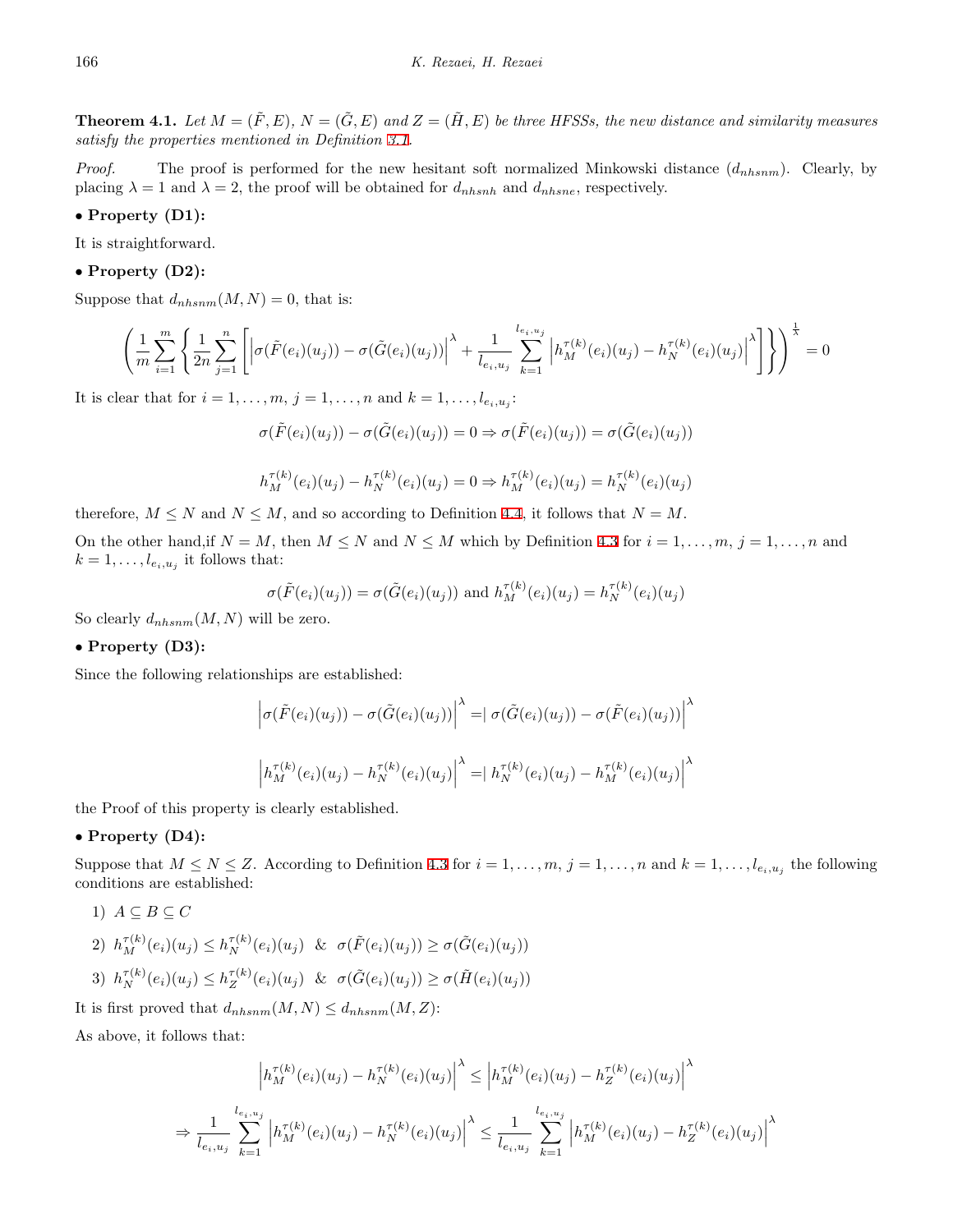**Theorem 4.1.** *Let $M = (\tilde{F}, E)$, $N = (\tilde{G}, E)$ and $Z = (\tilde{H}, E)$ be three HFSSs, the new distance and similarity measures satisfy the properties mentioned in Definition 3.1.*

*Proof.* The proof is performed for the new hesitant soft normalized Minkowski distance ($d_{nhsnm}$). Clearly, by placing $\lambda = 1$ and $\lambda = 2$, the proof will be obtained for $d_{nhsnh}$ and $d_{nhsne}$, respectively.

• **Property (D1):**

It is straightforward.

• **Property (D2):**

Suppose that $d_{nhsnm}(M, N) = 0$, that is:

$$\left(\frac{1}{m}\sum_{i=1}^{m}\left\{\frac{1}{2n}\sum_{j=1}^{n}\left[\left|\sigma(\tilde{F}(e_i)(u_j)) - \sigma(\tilde{G}(e_i)(u_j))\right|^{\lambda} + \frac{1}{l_{e_i,u_j}}\sum_{k=1}^{l_{e_i,u_j}}\left|h_M^{\tau(k)}(e_i)(u_j) - h_N^{\tau(k)}(e_i)(u_j)\right|^{\lambda}\right]\right\}\right)^{\frac{1}{\lambda}} = 0$$

It is clear that for $i = 1, \ldots, m$, $j = 1, \ldots, n$ and $k = 1, \ldots, l_{e_i,u_j}$:

$$\sigma(\tilde{F}(e_i)(u_j)) - \sigma(\tilde{G}(e_i)(u_j)) = 0 \Rightarrow \sigma(\tilde{F}(e_i)(u_j)) = \sigma(\tilde{G}(e_i)(u_j))$$

$$h_M^{\tau(k)}(e_i)(u_j) - h_N^{\tau(k)}(e_i)(u_j) = 0 \Rightarrow h_M^{\tau(k)}(e_i)(u_j) = h_N^{\tau(k)}(e_i)(u_j)$$

therefore, $M \leq N$ and $N \leq M$, and so according to Definition 4.4, it follows that $N = M$.

On the other hand,if $N = M$, then $M \leq N$ and $N \leq M$ which by Definition 4.3 for $i = 1, \ldots, m$, $j = 1, \ldots, n$ and $k = 1, \ldots, l_{e_i,u_j}$ it follows that:

$$\sigma(\tilde{F}(e_i)(u_j)) = \sigma(\tilde{G}(e_i)(u_j)) \text{ and } h_M^{\tau(k)}(e_i)(u_j) = h_N^{\tau(k)}(e_i)(u_j)$$

So clearly $d_{nhsnm}(M, N)$ will be zero.

• **Property (D3):**

Since the following relationships are established:

$$\left|\sigma(\tilde{F}(e_i)(u_j)) - \sigma(\tilde{G}(e_i)(u_j))\right|^{\lambda} = \left|\sigma(\tilde{G}(e_i)(u_j)) - \sigma(\tilde{F}(e_i)(u_j))\right|^{\lambda}$$

$$\left|h_M^{\tau(k)}(e_i)(u_j) - h_N^{\tau(k)}(e_i)(u_j)\right|^{\lambda} = \left|h_N^{\tau(k)}(e_i)(u_j) - h_M^{\tau(k)}(e_i)(u_j)\right|^{\lambda}$$

the Proof of this property is clearly established.

• **Property (D4):**

Suppose that $M \leq N \leq Z$. According to Definition 4.3 for $i = 1, \ldots, m$, $j = 1, \ldots, n$ and $k = 1, \ldots, l_{e_i,u_j}$ the following conditions are established:

1) $A \subseteq B \subseteq C$

2) $h_M^{\tau(k)}(e_i)(u_j) \leq h_N^{\tau(k)}(e_i)(u_j)$ & $\sigma(\tilde{F}(e_i)(u_j)) \geq \sigma(\tilde{G}(e_i)(u_j))$

3) $h_N^{\tau(k)}(e_i)(u_j) \leq h_Z^{\tau(k)}(e_i)(u_j)$ & $\sigma(\tilde{G}(e_i)(u_j)) \geq \sigma(\tilde{H}(e_i)(u_j))$

It is first proved that $d_{nhsnm}(M, N) \leq d_{nhsnm}(M, Z)$:

As above, it follows that:

$$\left|h_M^{\tau(k)}(e_i)(u_j) - h_N^{\tau(k)}(e_i)(u_j)\right|^{\lambda} \leq \left|h_M^{\tau(k)}(e_i)(u_j) - h_Z^{\tau(k)}(e_i)(u_j)\right|^{\lambda}$$

$$\Rightarrow \frac{1}{l_{e_i,u_j}}\sum_{k=1}^{l_{e_i,u_j}}\left|h_M^{\tau(k)}(e_i)(u_j) - h_N^{\tau(k)}(e_i)(u_j)\right|^{\lambda} \leq \frac{1}{l_{e_i,u_j}}\sum_{k=1}^{l_{e_i,u_j}}\left|h_M^{\tau(k)}(e_i)(u_j) - h_Z^{\tau(k)}(e_i)(u_j)\right|^{\lambda}$$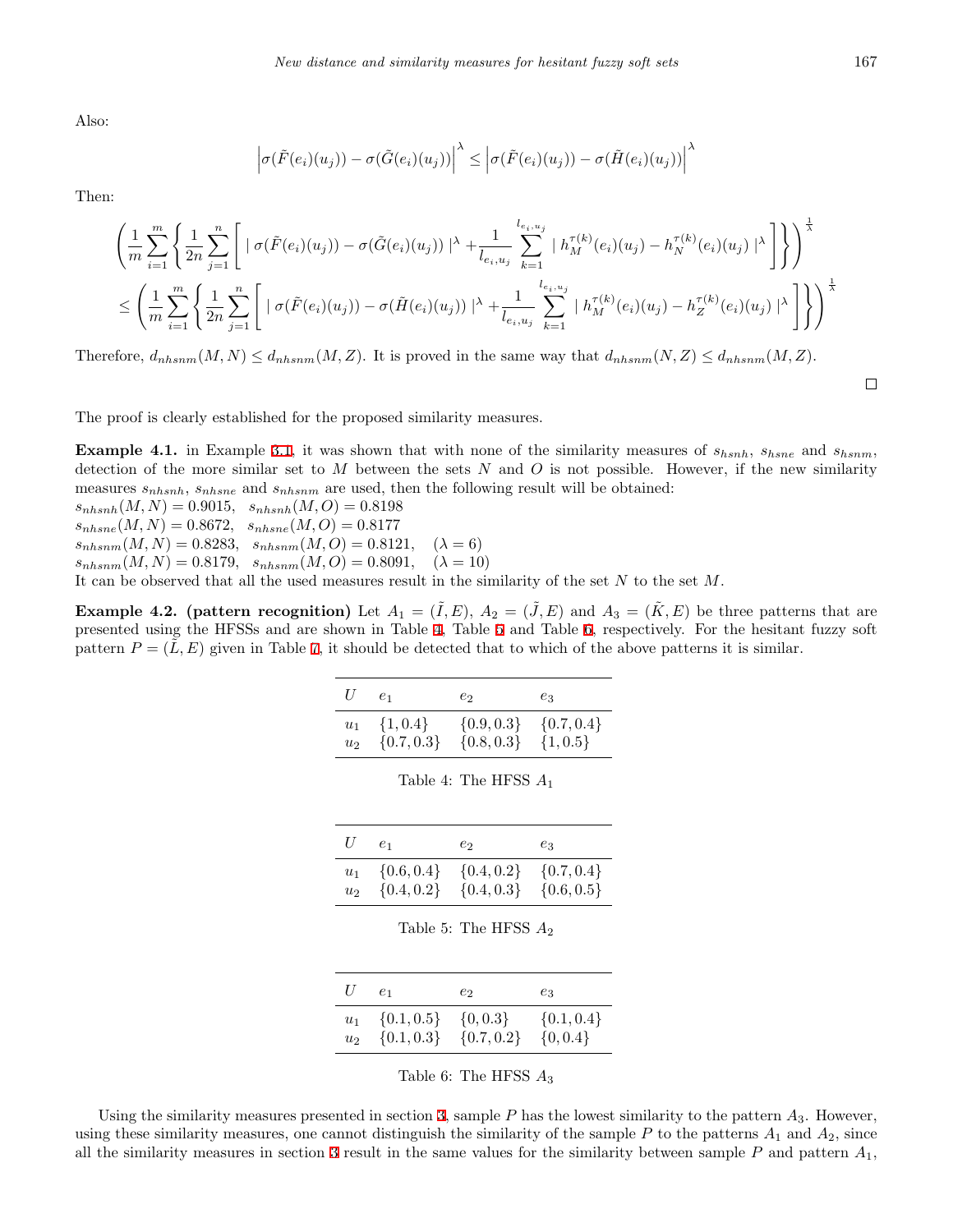Also:

$$\left|\sigma(\tilde{F}(e_i)(u_j)) - \sigma(\tilde{G}(e_i)(u_j))\right|^{\lambda} \leq \left|\sigma(\tilde{F}(e_i)(u_j)) - \sigma(\tilde{H}(e_i)(u_j))\right|^{\lambda}$$

Then:

$$\left(\frac{1}{m}\sum_{i=1}^{m}\left\{\frac{1}{2n}\sum_{j=1}^{n}\left[\mid \sigma(\tilde{F}(e_i)(u_j)) - \sigma(\tilde{G}(e_i)(u_j)) \mid^{\lambda} + \frac{1}{l_{e_i,u_j}}\sum_{k=1}^{l_{e_i,u_j}} \mid h_M^{\tau(k)}(e_i)(u_j) - h_N^{\tau(k)}(e_i)(u_j) \mid^{\lambda}\right]\right\}\right)^{\frac{1}{\lambda}}$$
$$\leq \left(\frac{1}{m}\sum_{i=1}^{m}\left\{\frac{1}{2n}\sum_{j=1}^{n}\left[\mid \sigma(\tilde{F}(e_i)(u_j)) - \sigma(\tilde{H}(e_i)(u_j)) \mid^{\lambda} + \frac{1}{l_{e_i,u_j}}\sum_{k=1}^{l_{e_i,u_j}} \mid h_M^{\tau(k)}(e_i)(u_j) - h_Z^{\tau(k)}(e_i)(u_j) \mid^{\lambda}\right]\right\}\right)^{\frac{1}{\lambda}}$$

Therefore, $d_{nhsnm}(M,N) \leq d_{nhsnm}(M,Z)$. It is proved in the same way that $d_{nhsnm}(N,Z) \leq d_{nhsnm}(M,Z)$. □

The proof is clearly established for the proposed similarity measures.

**Example 4.1.** in Example 3.1, it was shown that with none of the similarity measures of $s_{hsnh}$, $s_{hsne}$ and $s_{hsnm}$, detection of the more similar set to $M$ between the sets $N$ and $O$ is not possible. However, if the new similarity measures $s_{nhsnh}$, $s_{nhsne}$ and $s_{nhsnm}$ are used, then the following result will be obtained:
$s_{nhsnh}(M,N) = 0.9015$, $s_{nhsnh}(M,O) = 0.8198$
$s_{nhsne}(M,N) = 0.8672$, $s_{nhsne}(M,O) = 0.8177$
$s_{nhsnm}(M,N) = 0.8283$, $s_{nhsnm}(M,O) = 0.8121$, $(\lambda = 6)$
$s_{nhsnm}(M,N) = 0.8179$, $s_{nhsnm}(M,O) = 0.8091$, $(\lambda = 10)$
It can be observed that all the used measures result in the similarity of the set $N$ to the set $M$.

**Example 4.2. (pattern recognition)** Let $A_1 = (\tilde{I}, E)$, $A_2 = (\tilde{J}, E)$ and $A_3 = (\tilde{K}, E)$ be three patterns that are presented using the HFSSs and are shown in Table 4, Table 5 and Table 6, respectively. For the hesitant fuzzy soft pattern $P = (\tilde{L}, E)$ given in Table 7, it should be detected that to which of the above patterns it is similar.

| $U$ | $e_1$ | $e_2$ | $e_3$ |
|---|---|---|---|
| $u_1$ | $\{1, 0.4\}$ | $\{0.9, 0.3\}$ | $\{0.7, 0.4\}$ |
| $u_2$ | $\{0.7, 0.3\}$ | $\{0.8, 0.3\}$ | $\{1, 0.5\}$ |

Table 4: The HFSS $A_1$

| $U$ | $e_1$ | $e_2$ | $e_3$ |
|---|---|---|---|
| $u_1$ | $\{0.6, 0.4\}$ | $\{0.4, 0.2\}$ | $\{0.7, 0.4\}$ |
| $u_2$ | $\{0.4, 0.2\}$ | $\{0.4, 0.3\}$ | $\{0.6, 0.5\}$ |

Table 5: The HFSS $A_2$

| $U$ | $e_1$ | $e_2$ | $e_3$ |
|---|---|---|---|
| $u_1$ | $\{0.1, 0.5\}$ | $\{0, 0.3\}$ | $\{0.1, 0.4\}$ |
| $u_2$ | $\{0.1, 0.3\}$ | $\{0.7, 0.2\}$ | $\{0, 0.4\}$ |

Table 6: The HFSS $A_3$

Using the similarity measures presented in section 3, sample $P$ has the lowest similarity to the pattern $A_3$. However, using these similarity measures, one cannot distinguish the similarity of the sample $P$ to the patterns $A_1$ and $A_2$, since all the similarity measures in section 3 result in the same values for the similarity between sample $P$ and pattern $A_1$,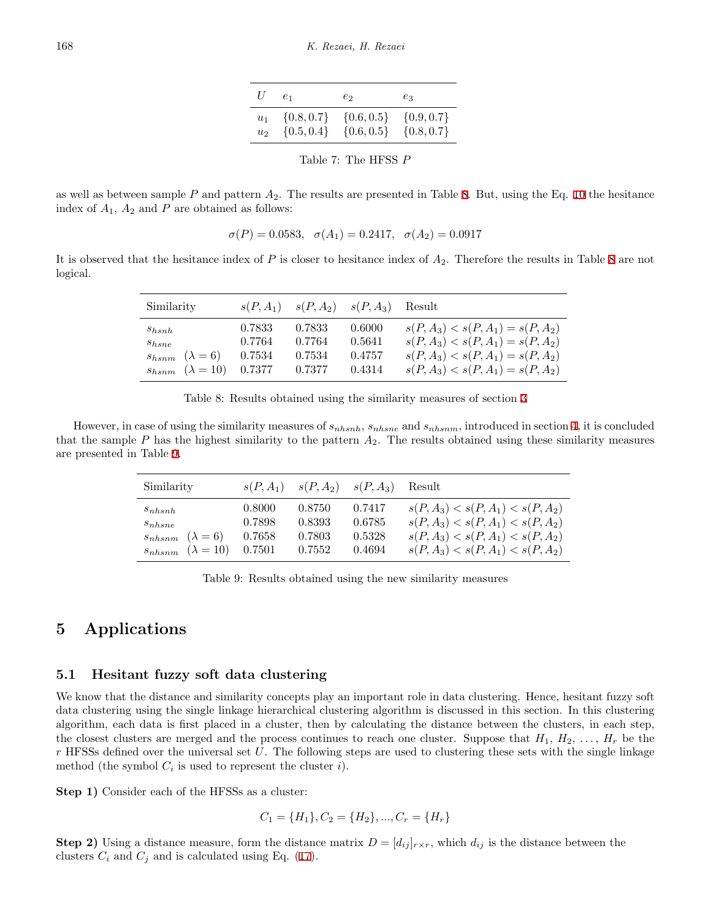| $U$ | $e_1$ | $e_2$ | $e_3$ |
|---|---|---|---|
| $u_1$ | $\{0.8, 0.7\}$ | $\{0.6, 0.5\}$ | $\{0.9, 0.7\}$ |
| $u_2$ | $\{0.5, 0.4\}$ | $\{0.6, 0.5\}$ | $\{0.8, 0.7\}$ |

Table 7: The HFSS $P$

as well as between sample $P$ and pattern $A_2$. The results are presented in Table 8. But, using the Eq. 10 the hesitance index of $A_1$, $A_2$ and $P$ are obtained as follows:

$$\sigma(P) = 0.0583, \quad \sigma(A_1) = 0.2417, \quad \sigma(A_2) = 0.0917$$

It is observed that the hesitance index of $P$ is closer to hesitance index of $A_2$. Therefore the results in Table 8 are not logical.

| Similarity | $s(P, A_1)$ | $s(P, A_2)$ | $s(P, A_3)$ | Result |
|---|---|---|---|---|
| $s_{hsnh}$ | 0.7833 | 0.7833 | 0.6000 | $s(P, A_3) < s(P, A_1) = s(P, A_2)$ |
| $s_{hsne}$ | 0.7764 | 0.7764 | 0.5641 | $s(P, A_3) < s(P, A_1) = s(P, A_2)$ |
| $s_{hsnm}$ $(\lambda = 6)$ | 0.7534 | 0.7534 | 0.4757 | $s(P, A_3) < s(P, A_1) = s(P, A_2)$ |
| $s_{hsnm}$ $(\lambda = 10)$ | 0.7377 | 0.7377 | 0.4314 | $s(P, A_3) < s(P, A_1) = s(P, A_2)$ |

Table 8: Results obtained using the similarity measures of section 3

However, in case of using the similarity measures of $s_{nhsnh}$, $s_{nhsne}$ and $s_{nhsnm}$, introduced in section 4, it is concluded that the sample $P$ has the highest similarity to the pattern $A_2$. The results obtained using these similarity measures are presented in Table 9.

| Similarity | $s(P, A_1)$ | $s(P, A_2)$ | $s(P, A_3)$ | Result |
|---|---|---|---|---|
| $s_{nhsnh}$ | 0.8000 | 0.8750 | 0.7417 | $s(P, A_3) < s(P, A_1) < s(P, A_2)$ |
| $s_{nhsne}$ | 0.7898 | 0.8393 | 0.6785 | $s(P, A_3) < s(P, A_1) < s(P, A_2)$ |
| $s_{nhsnm}$ $(\lambda = 6)$ | 0.7658 | 0.7803 | 0.5328 | $s(P, A_3) < s(P, A_1) < s(P, A_2)$ |
| $s_{nhsnm}$ $(\lambda = 10)$ | 0.7501 | 0.7552 | 0.4694 | $s(P, A_3) < s(P, A_1) < s(P, A_2)$ |

Table 9: Results obtained using the new similarity measures

# 5 Applications

## 5.1 Hesitant fuzzy soft data clustering

We know that the distance and similarity concepts play an important role in data clustering. Hence, hesitant fuzzy soft data clustering using the single linkage hierarchical clustering algorithm is discussed in this section. In this clustering algorithm, each data is first placed in a cluster, then by calculating the distance between the clusters, in each step, the closest clusters are merged and the process continues to reach one cluster. Suppose that $H_1$, $H_2$, ..., $H_r$ be the $r$ HFSSs defined over the universal set $U$. The following steps are used to clustering these sets with the single linkage method (the symbol $C_i$ is used to represent the cluster $i$).

**Step 1)** Consider each of the HFSSs as a cluster:

$$C_1 = \{H_1\}, C_2 = \{H_2\}, ..., C_r = \{H_r\}$$

**Step 2)** Using a distance measure, form the distance matrix $D = [d_{ij}]_{r \times r}$, which $d_{ij}$ is the distance between the clusters $C_i$ and $C_j$ and is calculated using Eq. (17).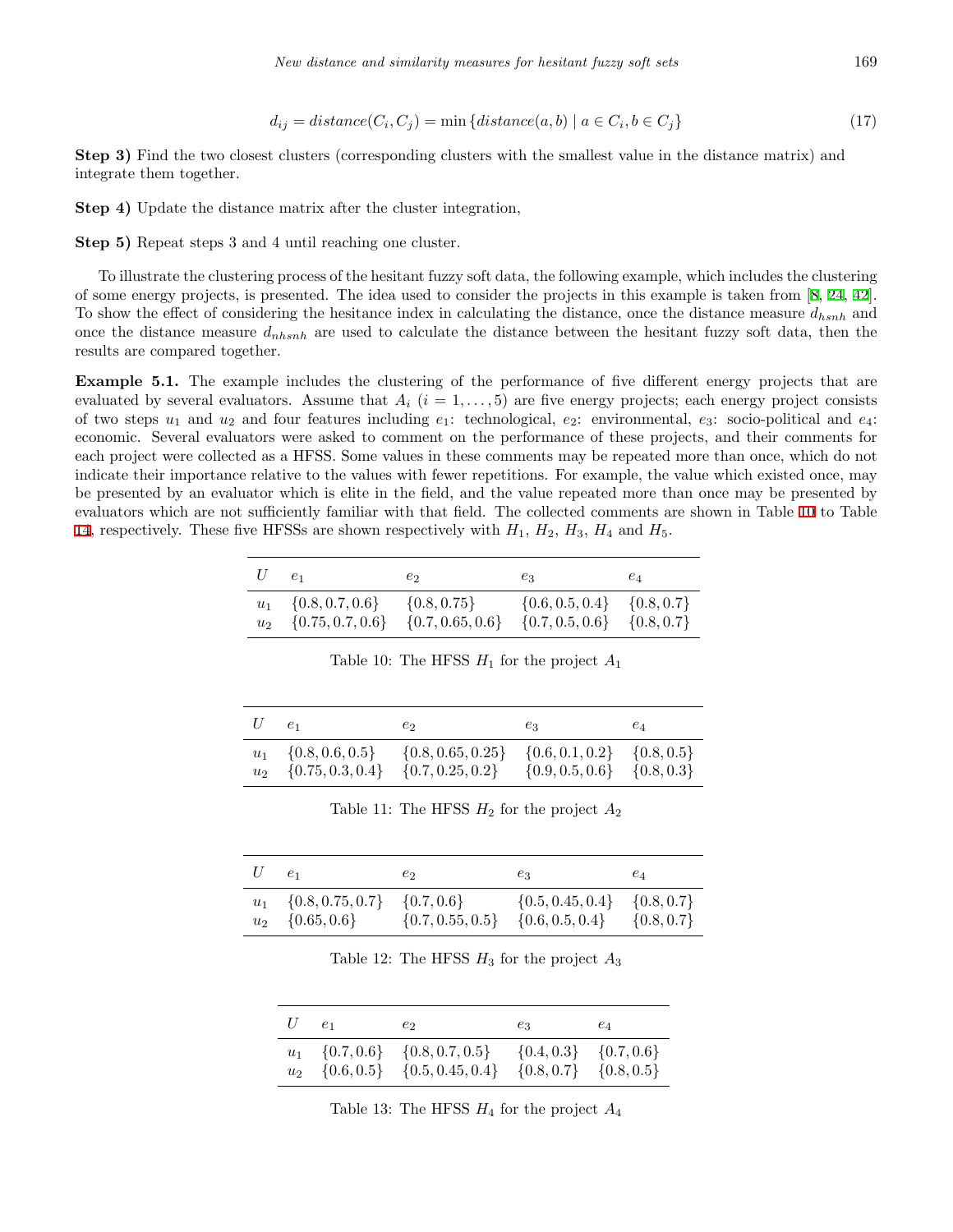$$d_{ij} = distance(C_i, C_j) = \min \{distance(a, b) \mid a \in C_i, b \in C_j\} \tag{17}$$

**Step 3)** Find the two closest clusters (corresponding clusters with the smallest value in the distance matrix) and integrate them together.

**Step 4)** Update the distance matrix after the cluster integration,

**Step 5)** Repeat steps 3 and 4 until reaching one cluster.

To illustrate the clustering process of the hesitant fuzzy soft data, the following example, which includes the clustering of some energy projects, is presented. The idea used to consider the projects in this example is taken from [8, 24, 42]. To show the effect of considering the hesitance index in calculating the distance, once the distance measure $d_{hsnh}$ and once the distance measure $d_{nhsnh}$ are used to calculate the distance between the hesitant fuzzy soft data, then the results are compared together.

**Example 5.1.** The example includes the clustering of the performance of five different energy projects that are evaluated by several evaluators. Assume that $A_i$ $(i = 1, \ldots, 5)$ are five energy projects; each energy project consists of two steps $u_1$ and $u_2$ and four features including $e_1$: technological, $e_2$: environmental, $e_3$: socio-political and $e_4$: economic. Several evaluators were asked to comment on the performance of these projects, and their comments for each project were collected as a HFSS. Some values in these comments may be repeated more than once, which do not indicate their importance relative to the values with fewer repetitions. For example, the value which existed once, may be presented by an evaluator which is elite in the field, and the value repeated more than once may be presented by evaluators which are not sufficiently familiar with that field. The collected comments are shown in Table 10 to Table 14, respectively. These five HFSSs are shown respectively with $H_1$, $H_2$, $H_3$, $H_4$ and $H_5$.

| $U$ | $e_1$ | $e_2$ | $e_3$ | $e_4$ |
|---|---|---|---|---|
| $u_1$ | $\{0.8, 0.7, 0.6\}$ | $\{0.8, 0.75\}$ | $\{0.6, 0.5, 0.4\}$ | $\{0.8, 0.7\}$ |
| $u_2$ | $\{0.75, 0.7, 0.6\}$ | $\{0.7, 0.65, 0.6\}$ | $\{0.7, 0.5, 0.6\}$ | $\{0.8, 0.7\}$ |

Table 10: The HFSS $H_1$ for the project $A_1$

| $U$ | $e_1$ | $e_2$ | $e_3$ | $e_4$ |
|---|---|---|---|---|
| $u_1$ | $\{0.8, 0.6, 0.5\}$ | $\{0.8, 0.65, 0.25\}$ | $\{0.6, 0.1, 0.2\}$ | $\{0.8, 0.5\}$ |
| $u_2$ | $\{0.75, 0.3, 0.4\}$ | $\{0.7, 0.25, 0.2\}$ | $\{0.9, 0.5, 0.6\}$ | $\{0.8, 0.3\}$ |

Table 11: The HFSS $H_2$ for the project $A_2$

| $U$ | $e_1$ | $e_2$ | $e_3$ | $e_4$ |
|---|---|---|---|---|
| $u_1$ | $\{0.8, 0.75, 0.7\}$ | $\{0.7, 0.6\}$ | $\{0.5, 0.45, 0.4\}$ | $\{0.8, 0.7\}$ |
| $u_2$ | $\{0.65, 0.6\}$ | $\{0.7, 0.55, 0.5\}$ | $\{0.6, 0.5, 0.4\}$ | $\{0.8, 0.7\}$ |

Table 12: The HFSS $H_3$ for the project $A_3$

| $U$ | $e_1$ | $e_2$ | $e_3$ | $e_4$ |
|---|---|---|---|---|
| $u_1$ | $\{0.7, 0.6\}$ | $\{0.8, 0.7, 0.5\}$ | $\{0.4, 0.3\}$ | $\{0.7, 0.6\}$ |
| $u_2$ | $\{0.6, 0.5\}$ | $\{0.5, 0.45, 0.4\}$ | $\{0.8, 0.7\}$ | $\{0.8, 0.5\}$ |

Table 13: The HFSS $H_4$ for the project $A_4$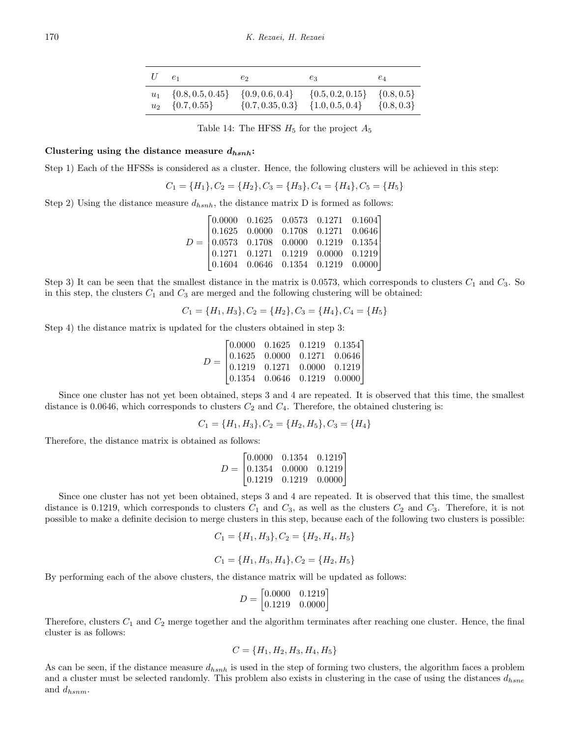| $U$ | $e_1$ | $e_2$ | $e_3$ | $e_4$ |
|---|---|---|---|---|
| $u_1$ | $\{0.8, 0.5, 0.45\}$ | $\{0.9, 0.6, 0.4\}$ | $\{0.5, 0.2, 0.15\}$ | $\{0.8, 0.5\}$ |
| $u_2$ | $\{0.7, 0.55\}$ | $\{0.7, 0.35, 0.3\}$ | $\{1.0, 0.5, 0.4\}$ | $\{0.8, 0.3\}$ |

Table 14: The HFSS $H_5$ for the project $A_5$

**Clustering using the distance measure $d_{hsnh}$:**

Step 1) Each of the HFSSs is considered as a cluster. Hence, the following clusters will be achieved in this step:

$$C_1 = \{H_1\}, C_2 = \{H_2\}, C_3 = \{H_3\}, C_4 = \{H_4\}, C_5 = \{H_5\}$$

Step 2) Using the distance measure $d_{hsnh}$, the distance matrix D is formed as follows:

$$D = \begin{bmatrix} 0.0000 & 0.1625 & 0.0573 & 0.1271 & 0.1604 \\ 0.1625 & 0.0000 & 0.1708 & 0.1271 & 0.0646 \\ 0.0573 & 0.1708 & 0.0000 & 0.1219 & 0.1354 \\ 0.1271 & 0.1271 & 0.1219 & 0.0000 & 0.1219 \\ 0.1604 & 0.0646 & 0.1354 & 0.1219 & 0.0000 \end{bmatrix}$$

Step 3) It can be seen that the smallest distance in the matrix is 0.0573, which corresponds to clusters $C_1$ and $C_3$. So in this step, the clusters $C_1$ and $C_3$ are merged and the following clustering will be obtained:

$$C_1 = \{H_1, H_3\}, C_2 = \{H_2\}, C_3 = \{H_4\}, C_4 = \{H_5\}$$

Step 4) the distance matrix is updated for the clusters obtained in step 3:

$$D = \begin{bmatrix} 0.0000 & 0.1625 & 0.1219 & 0.1354 \\ 0.1625 & 0.0000 & 0.1271 & 0.0646 \\ 0.1219 & 0.1271 & 0.0000 & 0.1219 \\ 0.1354 & 0.0646 & 0.1219 & 0.0000 \end{bmatrix}$$

Since one cluster has not yet been obtained, steps 3 and 4 are repeated. It is observed that this time, the smallest distance is 0.0646, which corresponds to clusters $C_2$ and $C_4$. Therefore, the obtained clustering is:

$$C_1 = \{H_1, H_3\}, C_2 = \{H_2, H_5\}, C_3 = \{H_4\}$$

Therefore, the distance matrix is obtained as follows:

$$D = \begin{bmatrix} 0.0000 & 0.1354 & 0.1219 \\ 0.1354 & 0.0000 & 0.1219 \\ 0.1219 & 0.1219 & 0.0000 \end{bmatrix}$$

Since one cluster has not yet been obtained, steps 3 and 4 are repeated. It is observed that this time, the smallest distance is 0.1219, which corresponds to clusters $C_1$ and $C_3$, as well as the clusters $C_2$ and $C_3$. Therefore, it is not possible to make a definite decision to merge clusters in this step, because each of the following two clusters is possible:

$$C_1 = \{H_1, H_3\}, C_2 = \{H_2, H_4, H_5\}$$

$$C_1 = \{H_1, H_3, H_4\}, C_2 = \{H_2, H_5\}$$

By performing each of the above clusters, the distance matrix will be updated as follows:

$$D = \begin{bmatrix} 0.0000 & 0.1219 \\ 0.1219 & 0.0000 \end{bmatrix}$$

Therefore, clusters $C_1$ and $C_2$ merge together and the algorithm terminates after reaching one cluster. Hence, the final cluster is as follows:

$$C = \{H_1, H_2, H_3, H_4, H_5\}$$

As can be seen, if the distance measure $d_{hsnh}$ is used in the step of forming two clusters, the algorithm faces a problem and a cluster must be selected randomly. This problem also exists in clustering in the case of using the distances $d_{hsne}$ and $d_{hsnm}$.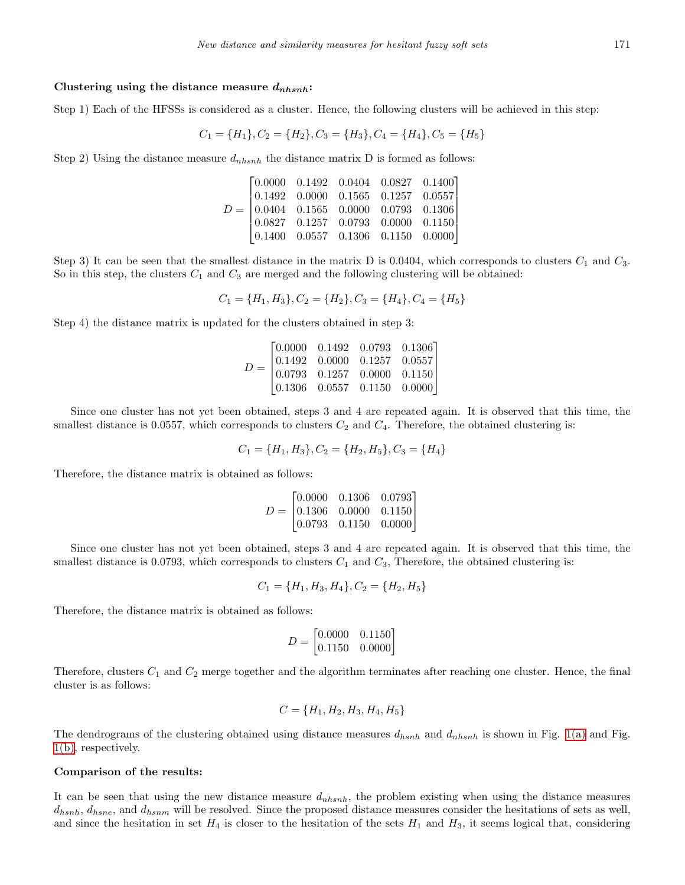**Clustering using the distance measure $d_{nhsnh}$:**

Step 1) Each of the HFSSs is considered as a cluster. Hence, the following clusters will be achieved in this step:

$$C_1 = \{H_1\}, C_2 = \{H_2\}, C_3 = \{H_3\}, C_4 = \{H_4\}, C_5 = \{H_5\}$$

Step 2) Using the distance measure $d_{nhsnh}$ the distance matrix D is formed as follows:

$$D = \begin{bmatrix} 0.0000 & 0.1492 & 0.0404 & 0.0827 & 0.1400 \\ 0.1492 & 0.0000 & 0.1565 & 0.1257 & 0.0557 \\ 0.0404 & 0.1565 & 0.0000 & 0.0793 & 0.1306 \\ 0.0827 & 0.1257 & 0.0793 & 0.0000 & 0.1150 \\ 0.1400 & 0.0557 & 0.1306 & 0.1150 & 0.0000 \end{bmatrix}$$

Step 3) It can be seen that the smallest distance in the matrix D is 0.0404, which corresponds to clusters $C_1$ and $C_3$. So in this step, the clusters $C_1$ and $C_3$ are merged and the following clustering will be obtained:

$$C_1 = \{H_1, H_3\}, C_2 = \{H_2\}, C_3 = \{H_4\}, C_4 = \{H_5\}$$

Step 4) the distance matrix is updated for the clusters obtained in step 3:

$$D = \begin{bmatrix} 0.0000 & 0.1492 & 0.0793 & 0.1306 \\ 0.1492 & 0.0000 & 0.1257 & 0.0557 \\ 0.0793 & 0.1257 & 0.0000 & 0.1150 \\ 0.1306 & 0.0557 & 0.1150 & 0.0000 \end{bmatrix}$$

Since one cluster has not yet been obtained, steps 3 and 4 are repeated again. It is observed that this time, the smallest distance is 0.0557, which corresponds to clusters $C_2$ and $C_4$. Therefore, the obtained clustering is:

$$C_1 = \{H_1, H_3\}, C_2 = \{H_2, H_5\}, C_3 = \{H_4\}$$

Therefore, the distance matrix is obtained as follows:

$$D = \begin{bmatrix} 0.0000 & 0.1306 & 0.0793 \\ 0.1306 & 0.0000 & 0.1150 \\ 0.0793 & 0.1150 & 0.0000 \end{bmatrix}$$

Since one cluster has not yet been obtained, steps 3 and 4 are repeated again. It is observed that this time, the smallest distance is 0.0793, which corresponds to clusters $C_1$ and $C_3$, Therefore, the obtained clustering is:

$$C_1 = \{H_1, H_3, H_4\}, C_2 = \{H_2, H_5\}$$

Therefore, the distance matrix is obtained as follows:

$$D = \begin{bmatrix} 0.0000 & 0.1150 \\ 0.1150 & 0.0000 \end{bmatrix}$$

Therefore, clusters $C_1$ and $C_2$ merge together and the algorithm terminates after reaching one cluster. Hence, the final cluster is as follows:

$$C = \{H_1, H_2, H_3, H_4, H_5\}$$

The dendrograms of the clustering obtained using distance measures $d_{hsnh}$ and $d_{nhsnh}$ is shown in Fig. 1(a) and Fig. 1(b), respectively.

**Comparison of the results:**

It can be seen that using the new distance measure $d_{nhsnh}$, the problem existing when using the distance measures $d_{hsnh}$, $d_{hsne}$, and $d_{hsnm}$ will be resolved. Since the proposed distance measures consider the hesitations of sets as well, and since the hesitation in set $H_4$ is closer to the hesitation of the sets $H_1$ and $H_3$, it seems logical that, considering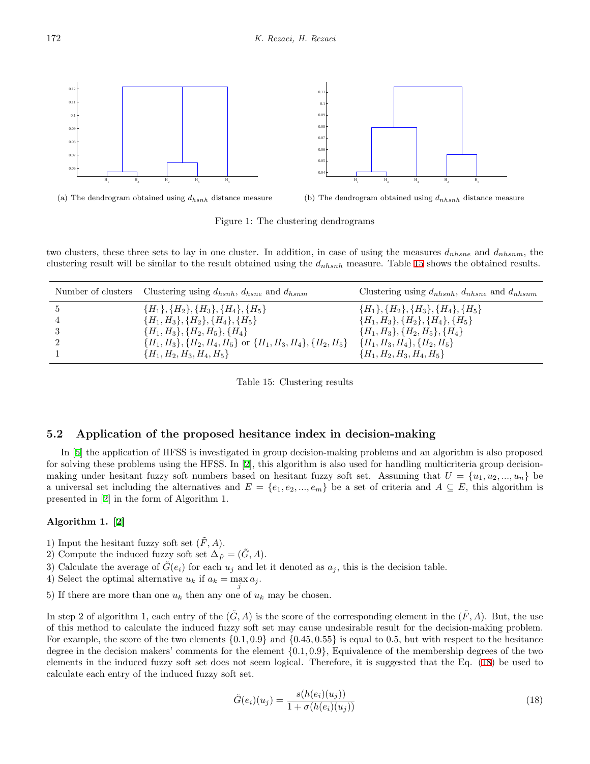(a) The dendrogram obtained using $d_{hsnh}$ distance measure

(b) The dendrogram obtained using $d_{nhsnh}$ distance measure

Figure 1: The clustering dendrograms

two clusters, these three sets to lay in one cluster. In addition, in case of using the measures $d_{nhsne}$ and $d_{nhsnm}$, the clustering result will be similar to the result obtained using the $d_{nhsnh}$ measure. Table 15 shows the obtained results.

| Number of clusters | Clustering using $d_{hsnh}$, $d_{hsne}$ and $d_{hsnm}$ | Clustering using $d_{nhsnh}$, $d_{nhsne}$ and $d_{nhsnm}$ |
|---|---|---|
| 5 | $\{H_1\}, \{H_2\}, \{H_3\}, \{H_4\}, \{H_5\}$ | $\{H_1\}, \{H_2\}, \{H_3\}, \{H_4\}, \{H_5\}$ |
| 4 | $\{H_1, H_3\}, \{H_2\}, \{H_4\}, \{H_5\}$ | $\{H_1, H_3\}, \{H_2\}, \{H_4\}, \{H_5\}$ |
| 3 | $\{H_1, H_3\}, \{H_2, H_5\}, \{H_4\}$ | $\{H_1, H_3\}, \{H_2, H_5\}, \{H_4\}$ |
| 2 | $\{H_1, H_3\}, \{H_2, H_4, H_5\}$ or $\{H_1, H_3, H_4\}, \{H_2, H_5\}$ | $\{H_1, H_3, H_4\}, \{H_2, H_5\}$ |
| 1 | $\{H_1, H_2, H_3, H_4, H_5\}$ | $\{H_1, H_2, H_3, H_4, H_5\}$ |

Table 15: Clustering results

## 5.2 Application of the proposed hesitance index in decision-making

In [5] the application of HFSS is investigated in group decision-making problems and an algorithm is also proposed for solving these problems using the HFSS. In [2], this algorithm is also used for handling multicriteria group decision-making under hesitant fuzzy soft numbers based on hesitant fuzzy soft set. Assuming that $U = \{u_1, u_2, ..., u_n\}$ be a universal set including the alternatives and $E = \{e_1, e_2, ..., e_m\}$ be a set of criteria and $A \subseteq E$, this algorithm is presented in [2] in the form of Algorithm 1.

**Algorithm 1.** [2]

1) Input the hesitant fuzzy soft set $(\tilde{F}, A)$.
2) Compute the induced fuzzy soft set $\Delta_{\tilde{F}} = (\tilde{G}, A)$.
3) Calculate the average of $\tilde{G}(e_i)$ for each $u_j$ and let it denoted as $a_j$, this is the decision table.
4) Select the optimal alternative $u_k$ if $a_k = \max_j a_j$.
5) If there are more than one $u_k$ then any one of $u_k$ may be chosen.

In step 2 of algorithm 1, each entry of the $(\tilde{G}, A)$ is the score of the corresponding element in the $(\tilde{F}, A)$. But, the use of this method to calculate the induced fuzzy soft set may cause undesirable result for the decision-making problem. For example, the score of the two elements $\{0.1, 0.9\}$ and $\{0.45, 0.55\}$ is equal to 0.5, but with respect to the hesitance degree in the decision makers' comments for the element $\{0.1, 0.9\}$, Equivalence of the membership degrees of the two elements in the induced fuzzy soft set does not seem logical. Therefore, it is suggested that the Eq. (18) be used to calculate each entry of the induced fuzzy soft set.

$$\tilde{G}(e_i)(u_j) = \frac{s(h(e_i)(u_j))}{1 + \sigma(h(e_i)(u_j))} \tag{18}$$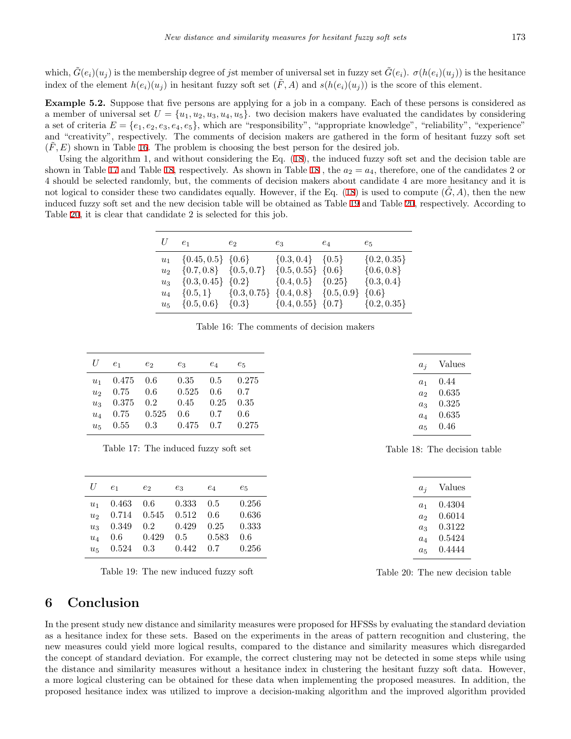which, $\tilde{G}(e_i)(u_j)$ is the membership degree of $j$st member of universal set in fuzzy set $\tilde{G}(e_i)$. $\sigma(h(e_i)(u_j))$ is the hesitance index of the element $h(e_i)(u_j)$ in hesitant fuzzy soft set $(\tilde{F}, A)$ and $s(h(e_i)(u_j))$ is the score of this element.

**Example 5.2.** Suppose that five persons are applying for a job in a company. Each of these persons is considered as a member of universal set $U = \{u_1, u_2, u_3, u_4, u_5\}$. two decision makers have evaluated the candidates by considering a set of criteria $E = \{e_1, e_2, e_3, e_4, e_5\}$, which are "responsibility", "appropriate knowledge", "reliability", "experience" and "creativity", respectively. The comments of decision makers are gathered in the form of hesitant fuzzy soft set $(\tilde{F}, E)$ shown in Table 16. The problem is choosing the best person for the desired job.

Using the algorithm 1, and without considering the Eq. (18), the induced fuzzy soft set and the decision table are shown in Table 17 and Table 18, respectively. As shown in Table 18 , the $a_2 = a_4$, therefore, one of the candidates 2 or 4 should be selected randomly, but, the comments of decision makers about candidate 4 are more hesitancy and it is not logical to consider these two candidates equally. However, if the Eq. (18) is used to compute $(\tilde{G}, A)$, then the new induced fuzzy soft set and the new decision table will be obtained as Table 19 and Table 20, respectively. According to Table 20, it is clear that candidate 2 is selected for this job.

| $U$ | $e_1$ | $e_2$ | $e_3$ | $e_4$ | $e_5$ |
|---|---|---|---|---|---|
| $u_1$ | $\{0.45, 0.5\}$ | $\{0.6\}$ | $\{0.3, 0.4\}$ | $\{0.5\}$ | $\{0.2, 0.35\}$ |
| $u_2$ | $\{0.7, 0.8\}$ | $\{0.5, 0.7\}$ | $\{0.5, 0.55\}$ | $\{0.6\}$ | $\{0.6, 0.8\}$ |
| $u_3$ | $\{0.3, 0.45\}$ | $\{0.2\}$ | $\{0.4, 0.5\}$ | $\{0.25\}$ | $\{0.3, 0.4\}$ |
| $u_4$ | $\{0.5, 1\}$ | $\{0.3, 0.75\}$ | $\{0.4, 0.8\}$ | $\{0.5, 0.9\}$ | $\{0.6\}$ |
| $u_5$ | $\{0.5, 0.6\}$ | $\{0.3\}$ | $\{0.4, 0.55\}$ | $\{0.7\}$ | $\{0.2, 0.35\}$ |

Table 16: The comments of decision makers

| $U$ | $e_1$ | $e_2$ | $e_3$ | $e_4$ | $e_5$ |
|---|---|---|---|---|---|
| $u_1$ | 0.475 | 0.6 | 0.35 | 0.5 | 0.275 |
| $u_2$ | 0.75 | 0.6 | 0.525 | 0.6 | 0.7 |
| $u_3$ | 0.375 | 0.2 | 0.45 | 0.25 | 0.35 |
| $u_4$ | 0.75 | 0.525 | 0.6 | 0.7 | 0.6 |
| $u_5$ | 0.55 | 0.3 | 0.475 | 0.7 | 0.275 |

Table 17: The induced fuzzy soft set

| $a_j$ | Values |
|---|---|
| $a_1$ | 0.44 |
| $a_2$ | 0.635 |
| $a_3$ | 0.325 |
| $a_4$ | 0.635 |
| $a_5$ | 0.46 |

Table 18: The decision table

| $U$ | $e_1$ | $e_2$ | $e_3$ | $e_4$ | $e_5$ |
|---|---|---|---|---|---|
| $u_1$ | 0.463 | 0.6 | 0.333 | 0.5 | 0.256 |
| $u_2$ | 0.714 | 0.545 | 0.512 | 0.6 | 0.636 |
| $u_3$ | 0.349 | 0.2 | 0.429 | 0.25 | 0.333 |
| $u_4$ | 0.6 | 0.429 | 0.5 | 0.583 | 0.6 |
| $u_5$ | 0.524 | 0.3 | 0.442 | 0.7 | 0.256 |

Table 19: The new induced fuzzy soft

| $a_j$ | Values |
|---|---|
| $a_1$ | 0.4304 |
| $a_2$ | 0.6014 |
| $a_3$ | 0.3122 |
| $a_4$ | 0.5424 |
| $a_5$ | 0.4444 |

Table 20: The new decision table

# 6 Conclusion

In the present study new distance and similarity measures were proposed for HFSSs by evaluating the standard deviation as a hesitance index for these sets. Based on the experiments in the areas of pattern recognition and clustering, the new measures could yield more logical results, compared to the distance and similarity measures which disregarded the concept of standard deviation. For example, the correct clustering may not be detected in some steps while using the distance and similarity measures without a hesitance index in clustering the hesitant fuzzy soft data. However, a more logical clustering can be obtained for these data when implementing the proposed measures. In addition, the proposed hesitance index was utilized to improve a decision-making algorithm and the improved algorithm provided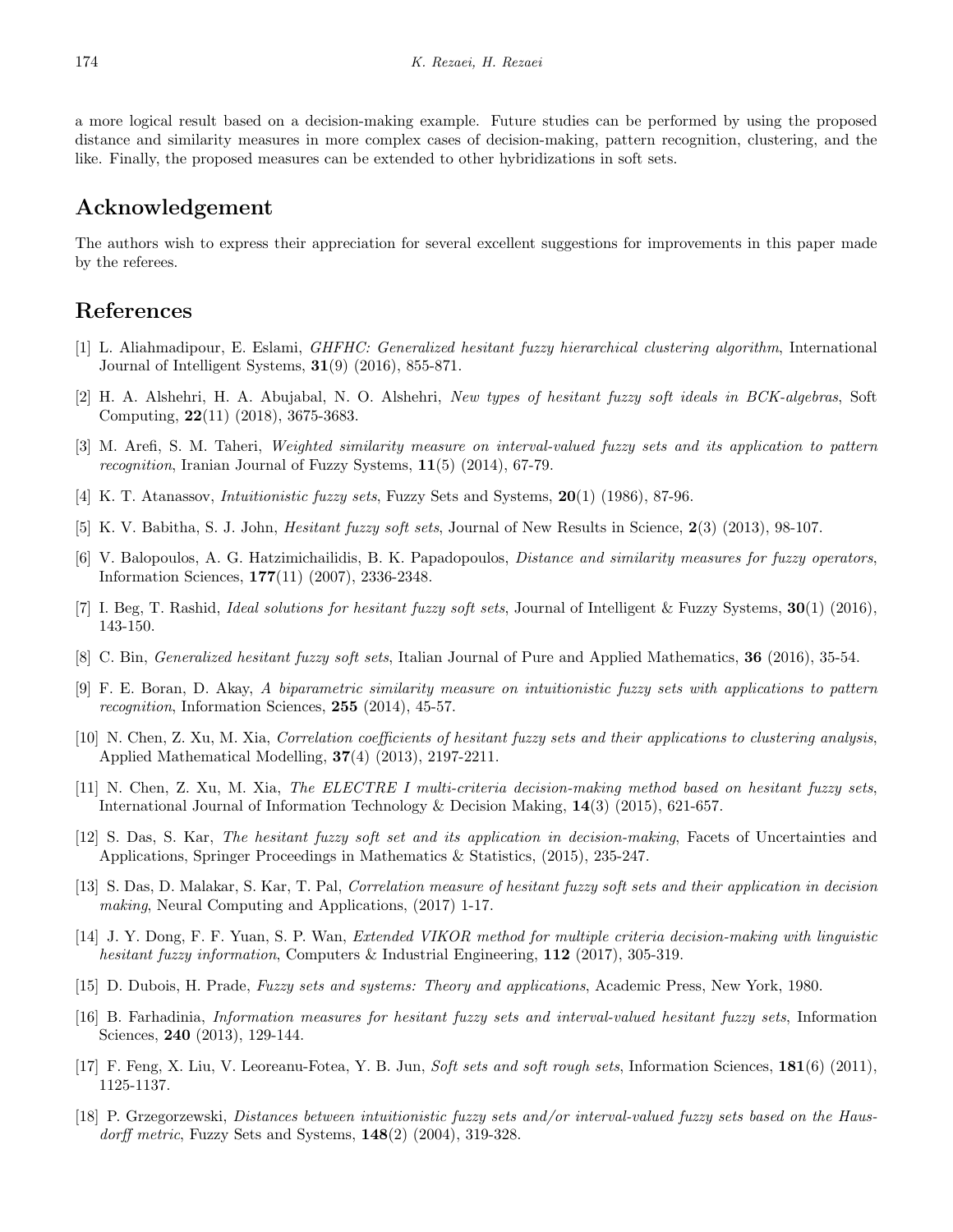a more logical result based on a decision-making example. Future studies can be performed by using the proposed distance and similarity measures in more complex cases of decision-making, pattern recognition, clustering, and the like. Finally, the proposed measures can be extended to other hybridizations in soft sets.

## Acknowledgement

The authors wish to express their appreciation for several excellent suggestions for improvements in this paper made by the referees.

## References

[1] L. Aliahmadipour, E. Eslami, *GHFHC: Generalized hesitant fuzzy hierarchical clustering algorithm*, International Journal of Intelligent Systems, **31**(9) (2016), 855-871.

[2] H. A. Alshehri, H. A. Abujabal, N. O. Alshehri, *New types of hesitant fuzzy soft ideals in BCK-algebras*, Soft Computing, **22**(11) (2018), 3675-3683.

[3] M. Arefi, S. M. Taheri, *Weighted similarity measure on interval-valued fuzzy sets and its application to pattern recognition*, Iranian Journal of Fuzzy Systems, **11**(5) (2014), 67-79.

[4] K. T. Atanassov, *Intuitionistic fuzzy sets*, Fuzzy Sets and Systems, **20**(1) (1986), 87-96.

[5] K. V. Babitha, S. J. John, *Hesitant fuzzy soft sets*, Journal of New Results in Science, **2**(3) (2013), 98-107.

[6] V. Balopoulos, A. G. Hatzimichailidis, B. K. Papadopoulos, *Distance and similarity measures for fuzzy operators*, Information Sciences, **177**(11) (2007), 2336-2348.

[7] I. Beg, T. Rashid, *Ideal solutions for hesitant fuzzy soft sets*, Journal of Intelligent & Fuzzy Systems, **30**(1) (2016), 143-150.

[8] C. Bin, *Generalized hesitant fuzzy soft sets*, Italian Journal of Pure and Applied Mathematics, **36** (2016), 35-54.

[9] F. E. Boran, D. Akay, *A biparametric similarity measure on intuitionistic fuzzy sets with applications to pattern recognition*, Information Sciences, **255** (2014), 45-57.

[10] N. Chen, Z. Xu, M. Xia, *Correlation coefficients of hesitant fuzzy sets and their applications to clustering analysis*, Applied Mathematical Modelling, **37**(4) (2013), 2197-2211.

[11] N. Chen, Z. Xu, M. Xia, *The ELECTRE I multi-criteria decision-making method based on hesitant fuzzy sets*, International Journal of Information Technology & Decision Making, **14**(3) (2015), 621-657.

[12] S. Das, S. Kar, *The hesitant fuzzy soft set and its application in decision-making*, Facets of Uncertainties and Applications, Springer Proceedings in Mathematics & Statistics, (2015), 235-247.

[13] S. Das, D. Malakar, S. Kar, T. Pal, *Correlation measure of hesitant fuzzy soft sets and their application in decision making*, Neural Computing and Applications, (2017) 1-17.

[14] J. Y. Dong, F. F. Yuan, S. P. Wan, *Extended VIKOR method for multiple criteria decision-making with linguistic hesitant fuzzy information*, Computers & Industrial Engineering, **112** (2017), 305-319.

[15] D. Dubois, H. Prade, *Fuzzy sets and systems: Theory and applications*, Academic Press, New York, 1980.

[16] B. Farhadinia, *Information measures for hesitant fuzzy sets and interval-valued hesitant fuzzy sets*, Information Sciences, **240** (2013), 129-144.

[17] F. Feng, X. Liu, V. Leoreanu-Fotea, Y. B. Jun, *Soft sets and soft rough sets*, Information Sciences, **181**(6) (2011), 1125-1137.

[18] P. Grzegorzewski, *Distances between intuitionistic fuzzy sets and/or interval-valued fuzzy sets based on the Hausdorff metric*, Fuzzy Sets and Systems, **148**(2) (2004), 319-328.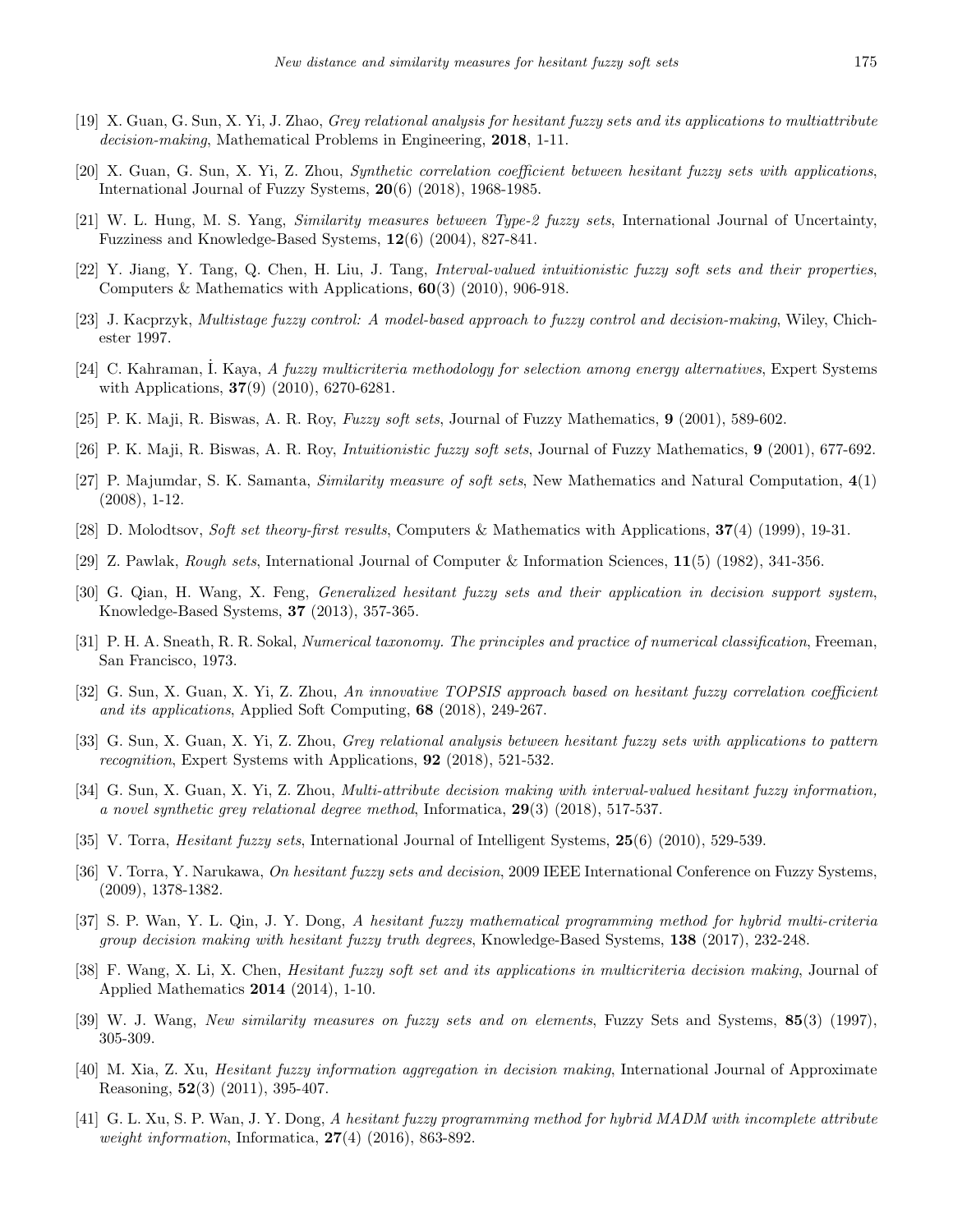[19] X. Guan, G. Sun, X. Yi, J. Zhao, *Grey relational analysis for hesitant fuzzy sets and its applications to multiattribute decision-making*, Mathematical Problems in Engineering, **2018**, 1-11.

[20] X. Guan, G. Sun, X. Yi, Z. Zhou, *Synthetic correlation coefficient between hesitant fuzzy sets with applications*, International Journal of Fuzzy Systems, **20**(6) (2018), 1968-1985.

[21] W. L. Hung, M. S. Yang, *Similarity measures between Type-2 fuzzy sets*, International Journal of Uncertainty, Fuzziness and Knowledge-Based Systems, **12**(6) (2004), 827-841.

[22] Y. Jiang, Y. Tang, Q. Chen, H. Liu, J. Tang, *Interval-valued intuitionistic fuzzy soft sets and their properties*, Computers & Mathematics with Applications, **60**(3) (2010), 906-918.

[23] J. Kacprzyk, *Multistage fuzzy control: A model-based approach to fuzzy control and decision-making*, Wiley, Chichester 1997.

[24] C. Kahraman, İ. Kaya, *A fuzzy multicriteria methodology for selection among energy alternatives*, Expert Systems with Applications, **37**(9) (2010), 6270-6281.

[25] P. K. Maji, R. Biswas, A. R. Roy, *Fuzzy soft sets*, Journal of Fuzzy Mathematics, **9** (2001), 589-602.

[26] P. K. Maji, R. Biswas, A. R. Roy, *Intuitionistic fuzzy soft sets*, Journal of Fuzzy Mathematics, **9** (2001), 677-692.

[27] P. Majumdar, S. K. Samanta, *Similarity measure of soft sets*, New Mathematics and Natural Computation, **4**(1) (2008), 1-12.

[28] D. Molodtsov, *Soft set theory-first results*, Computers & Mathematics with Applications, **37**(4) (1999), 19-31.

[29] Z. Pawlak, *Rough sets*, International Journal of Computer & Information Sciences, **11**(5) (1982), 341-356.

[30] G. Qian, H. Wang, X. Feng, *Generalized hesitant fuzzy sets and their application in decision support system*, Knowledge-Based Systems, **37** (2013), 357-365.

[31] P. H. A. Sneath, R. R. Sokal, *Numerical taxonomy. The principles and practice of numerical classification*, Freeman, San Francisco, 1973.

[32] G. Sun, X. Guan, X. Yi, Z. Zhou, *An innovative TOPSIS approach based on hesitant fuzzy correlation coefficient and its applications*, Applied Soft Computing, **68** (2018), 249-267.

[33] G. Sun, X. Guan, X. Yi, Z. Zhou, *Grey relational analysis between hesitant fuzzy sets with applications to pattern recognition*, Expert Systems with Applications, **92** (2018), 521-532.

[34] G. Sun, X. Guan, X. Yi, Z. Zhou, *Multi-attribute decision making with interval-valued hesitant fuzzy information, a novel synthetic grey relational degree method*, Informatica, **29**(3) (2018), 517-537.

[35] V. Torra, *Hesitant fuzzy sets*, International Journal of Intelligent Systems, **25**(6) (2010), 529-539.

[36] V. Torra, Y. Narukawa, *On hesitant fuzzy sets and decision*, 2009 IEEE International Conference on Fuzzy Systems, (2009), 1378-1382.

[37] S. P. Wan, Y. L. Qin, J. Y. Dong, *A hesitant fuzzy mathematical programming method for hybrid multi-criteria group decision making with hesitant fuzzy truth degrees*, Knowledge-Based Systems, **138** (2017), 232-248.

[38] F. Wang, X. Li, X. Chen, *Hesitant fuzzy soft set and its applications in multicriteria decision making*, Journal of Applied Mathematics **2014** (2014), 1-10.

[39] W. J. Wang, *New similarity measures on fuzzy sets and on elements*, Fuzzy Sets and Systems, **85**(3) (1997), 305-309.

[40] M. Xia, Z. Xu, *Hesitant fuzzy information aggregation in decision making*, International Journal of Approximate Reasoning, **52**(3) (2011), 395-407.

[41] G. L. Xu, S. P. Wan, J. Y. Dong, *A hesitant fuzzy programming method for hybrid MADM with incomplete attribute weight information*, Informatica, **27**(4) (2016), 863-892.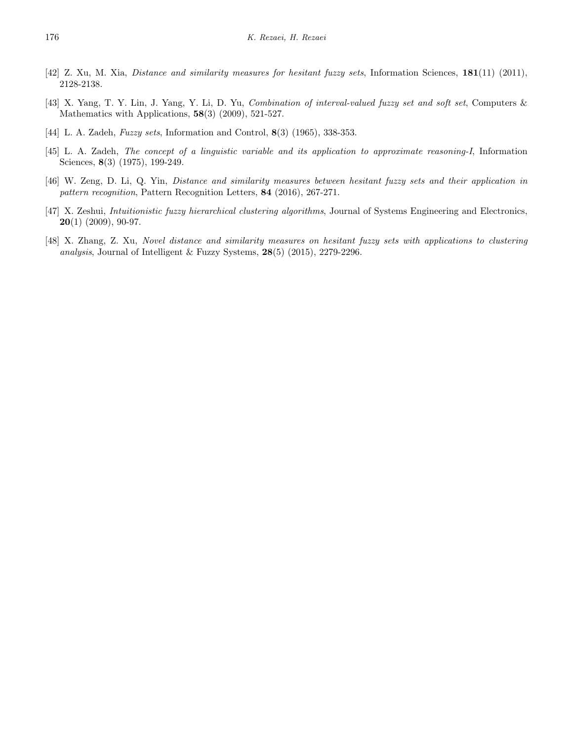[42] Z. Xu, M. Xia, *Distance and similarity measures for hesitant fuzzy sets*, Information Sciences, **181**(11) (2011), 2128-2138.

[43] X. Yang, T. Y. Lin, J. Yang, Y. Li, D. Yu, *Combination of interval-valued fuzzy set and soft set*, Computers & Mathematics with Applications, **58**(3) (2009), 521-527.

[44] L. A. Zadeh, *Fuzzy sets*, Information and Control, **8**(3) (1965), 338-353.

[45] L. A. Zadeh, *The concept of a linguistic variable and its application to approximate reasoning-I*, Information Sciences, **8**(3) (1975), 199-249.

[46] W. Zeng, D. Li, Q. Yin, *Distance and similarity measures between hesitant fuzzy sets and their application in pattern recognition*, Pattern Recognition Letters, **84** (2016), 267-271.

[47] X. Zeshui, *Intuitionistic fuzzy hierarchical clustering algorithms*, Journal of Systems Engineering and Electronics, **20**(1) (2009), 90-97.

[48] X. Zhang, Z. Xu, *Novel distance and similarity measures on hesitant fuzzy sets with applications to clustering analysis*, Journal of Intelligent & Fuzzy Systems, **28**(5) (2015), 2279-2296.